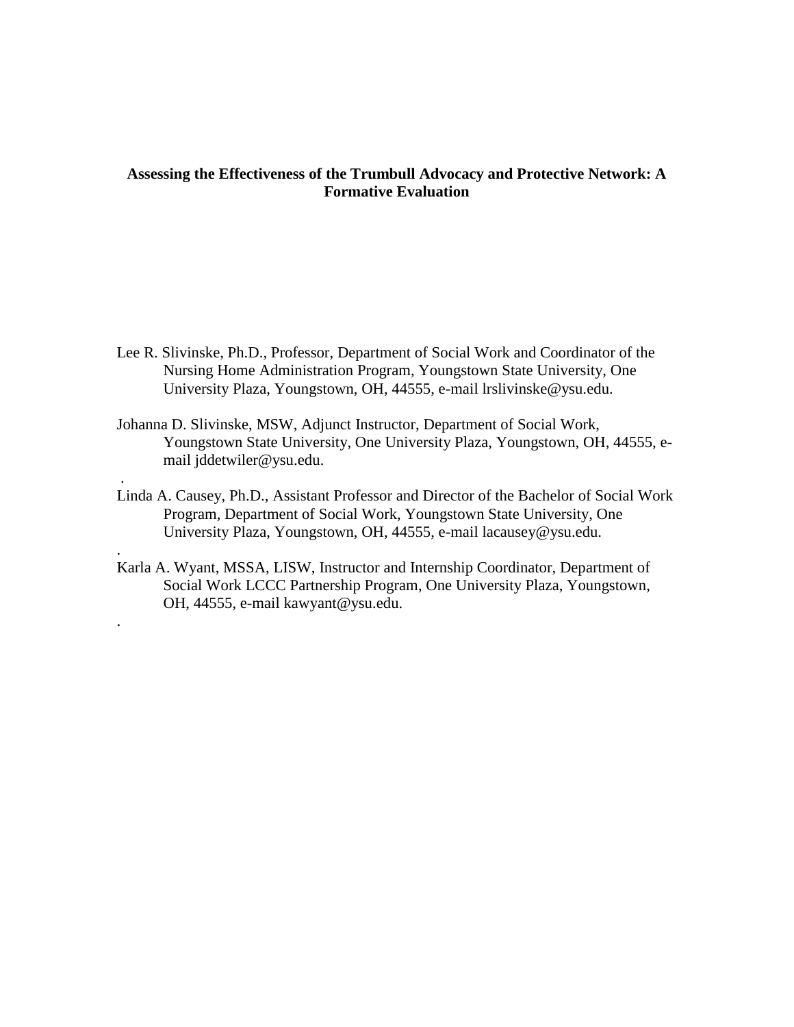# Assessing the Effectiveness of the Trumbull Advocacy and Protective Network: A Formative Evaluation

Lee R. Slivinske, Ph.D., Professor, Department of Social Work and Coordinator of the Nursing Home Administration Program, Youngstown State University, One University Plaza, Youngstown, OH, 44555, e-mail lrslivinske@ysu.edu.

Johanna D. Slivinske, MSW, Adjunct Instructor, Department of Social Work, Youngstown State University, One University Plaza, Youngstown, OH, 44555, e-mail jddetwiler@ysu.edu.

Linda A. Causey, Ph.D., Assistant Professor and Director of the Bachelor of Social Work Program, Department of Social Work, Youngstown State University, One University Plaza, Youngstown, OH, 44555, e-mail lacausey@ysu.edu.

Karla A. Wyant, MSSA, LISW, Instructor and Internship Coordinator, Department of Social Work LCCC Partnership Program, One University Plaza, Youngstown, OH, 44555, e-mail kawyant@ysu.edu.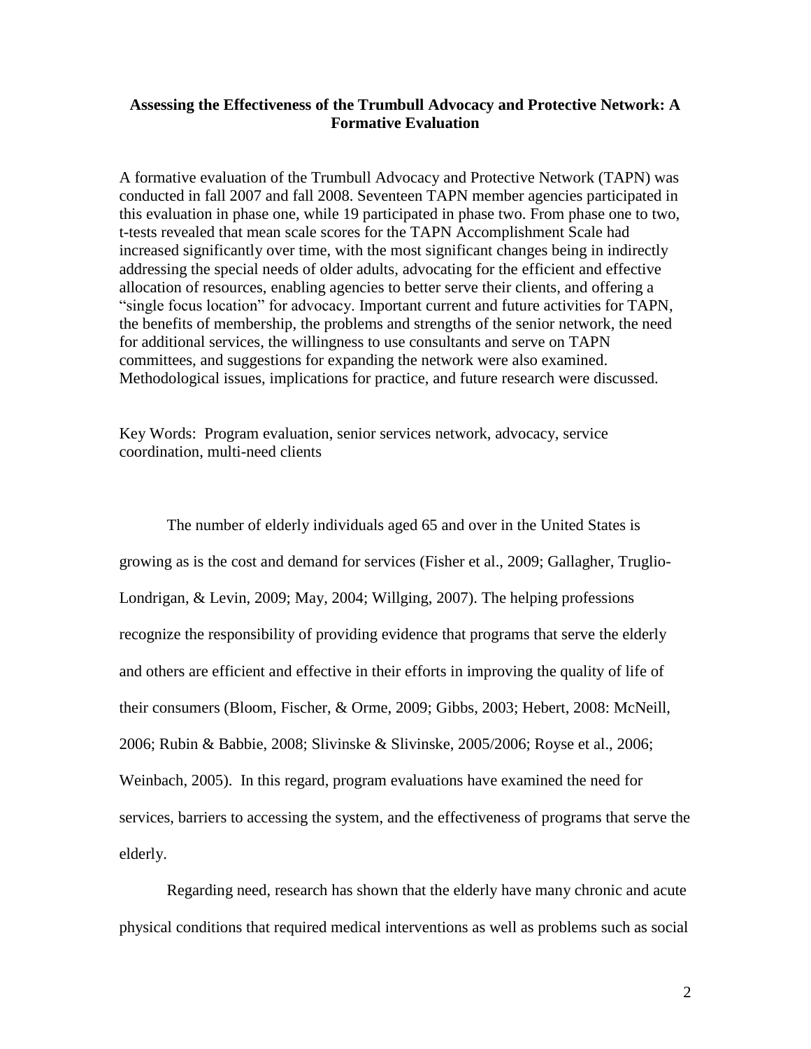**Assessing the Effectiveness of the Trumbull Advocacy and Protective Network: A Formative Evaluation**

A formative evaluation of the Trumbull Advocacy and Protective Network (TAPN) was conducted in fall 2007 and fall 2008. Seventeen TAPN member agencies participated in this evaluation in phase one, while 19 participated in phase two. From phase one to two, t-tests revealed that mean scale scores for the TAPN Accomplishment Scale had increased significantly over time, with the most significant changes being in indirectly addressing the special needs of older adults, advocating for the efficient and effective allocation of resources, enabling agencies to better serve their clients, and offering a "single focus location" for advocacy. Important current and future activities for TAPN, the benefits of membership, the problems and strengths of the senior network, the need for additional services, the willingness to use consultants and serve on TAPN committees, and suggestions for expanding the network were also examined. Methodological issues, implications for practice, and future research were discussed.

Key Words: Program evaluation, senior services network, advocacy, service coordination, multi-need clients

The number of elderly individuals aged 65 and over in the United States is growing as is the cost and demand for services (Fisher et al., 2009; Gallagher, Truglio-Londrigan, & Levin, 2009; May, 2004; Willging, 2007). The helping professions recognize the responsibility of providing evidence that programs that serve the elderly and others are efficient and effective in their efforts in improving the quality of life of their consumers (Bloom, Fischer, & Orme, 2009; Gibbs, 2003; Hebert, 2008: McNeill, 2006; Rubin & Babbie, 2008; Slivinske & Slivinske, 2005/2006; Royse et al., 2006; Weinbach, 2005). In this regard, program evaluations have examined the need for services, barriers to accessing the system, and the effectiveness of programs that serve the elderly.

Regarding need, research has shown that the elderly have many chronic and acute physical conditions that required medical interventions as well as problems such as social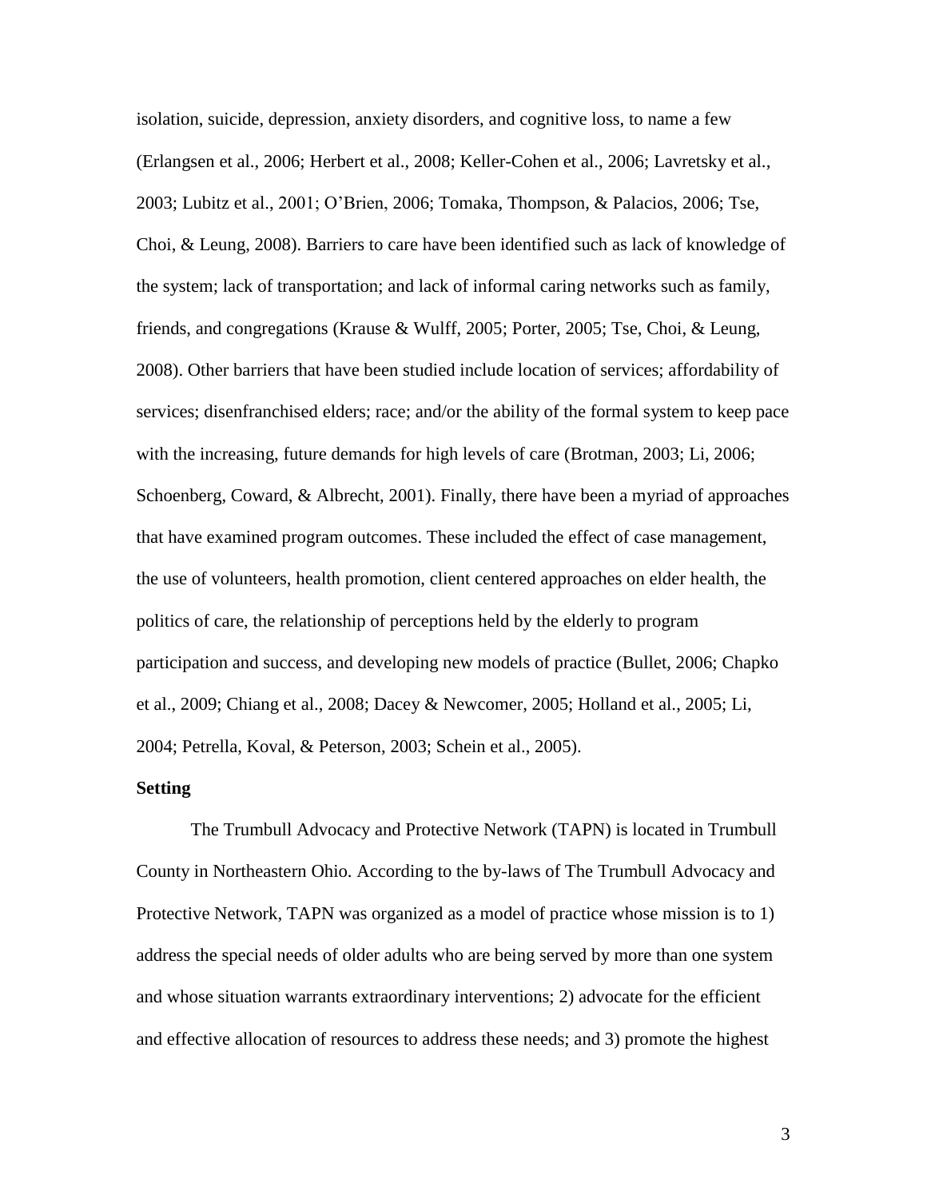isolation, suicide, depression, anxiety disorders, and cognitive loss, to name a few (Erlangsen et al., 2006; Herbert et al., 2008; Keller-Cohen et al., 2006; Lavretsky et al., 2003; Lubitz et al., 2001; O'Brien, 2006; Tomaka, Thompson, & Palacios, 2006; Tse, Choi, & Leung, 2008). Barriers to care have been identified such as lack of knowledge of the system; lack of transportation; and lack of informal caring networks such as family, friends, and congregations (Krause & Wulff, 2005; Porter, 2005; Tse, Choi, & Leung, 2008). Other barriers that have been studied include location of services; affordability of services; disenfranchised elders; race; and/or the ability of the formal system to keep pace with the increasing, future demands for high levels of care (Brotman, 2003; Li, 2006; Schoenberg, Coward, & Albrecht, 2001). Finally, there have been a myriad of approaches that have examined program outcomes. These included the effect of case management, the use of volunteers, health promotion, client centered approaches on elder health, the politics of care, the relationship of perceptions held by the elderly to program participation and success, and developing new models of practice (Bullet, 2006; Chapko et al., 2009; Chiang et al., 2008; Dacey & Newcomer, 2005; Holland et al., 2005; Li, 2004; Petrella, Koval, & Peterson, 2003; Schein et al., 2005).

**Setting**

The Trumbull Advocacy and Protective Network (TAPN) is located in Trumbull County in Northeastern Ohio. According to the by-laws of The Trumbull Advocacy and Protective Network, TAPN was organized as a model of practice whose mission is to 1) address the special needs of older adults who are being served by more than one system and whose situation warrants extraordinary interventions; 2) advocate for the efficient and effective allocation of resources to address these needs; and 3) promote the highest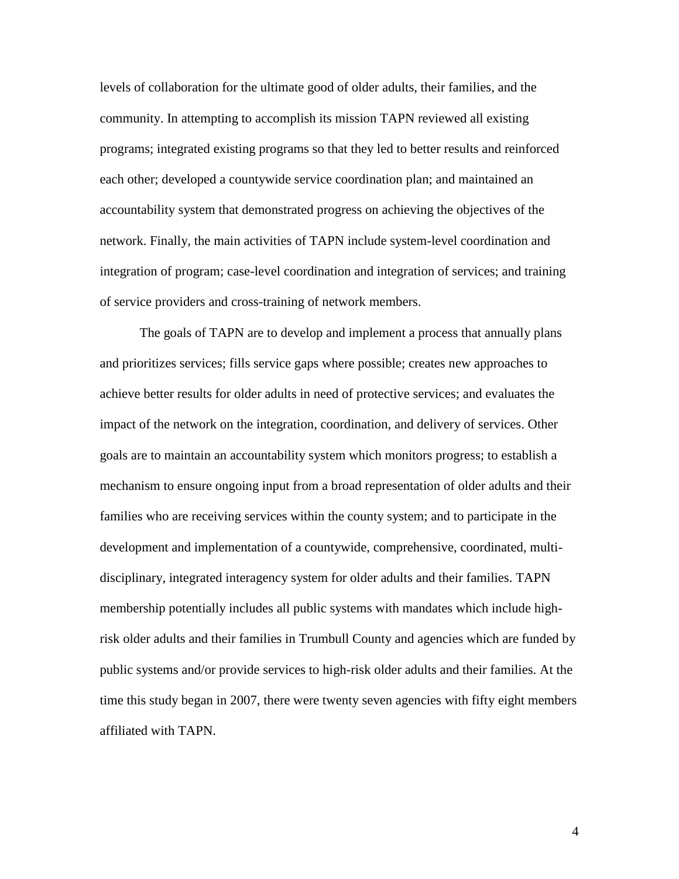levels of collaboration for the ultimate good of older adults, their families, and the community. In attempting to accomplish its mission TAPN reviewed all existing programs; integrated existing programs so that they led to better results and reinforced each other; developed a countywide service coordination plan; and maintained an accountability system that demonstrated progress on achieving the objectives of the network. Finally, the main activities of TAPN include system-level coordination and integration of program; case-level coordination and integration of services; and training of service providers and cross-training of network members.

The goals of TAPN are to develop and implement a process that annually plans and prioritizes services; fills service gaps where possible; creates new approaches to achieve better results for older adults in need of protective services; and evaluates the impact of the network on the integration, coordination, and delivery of services. Other goals are to maintain an accountability system which monitors progress; to establish a mechanism to ensure ongoing input from a broad representation of older adults and their families who are receiving services within the county system; and to participate in the development and implementation of a countywide, comprehensive, coordinated, multi-disciplinary, integrated interagency system for older adults and their families. TAPN membership potentially includes all public systems with mandates which include high-risk older adults and their families in Trumbull County and agencies which are funded by public systems and/or provide services to high-risk older adults and their families. At the time this study began in 2007, there were twenty seven agencies with fifty eight members affiliated with TAPN.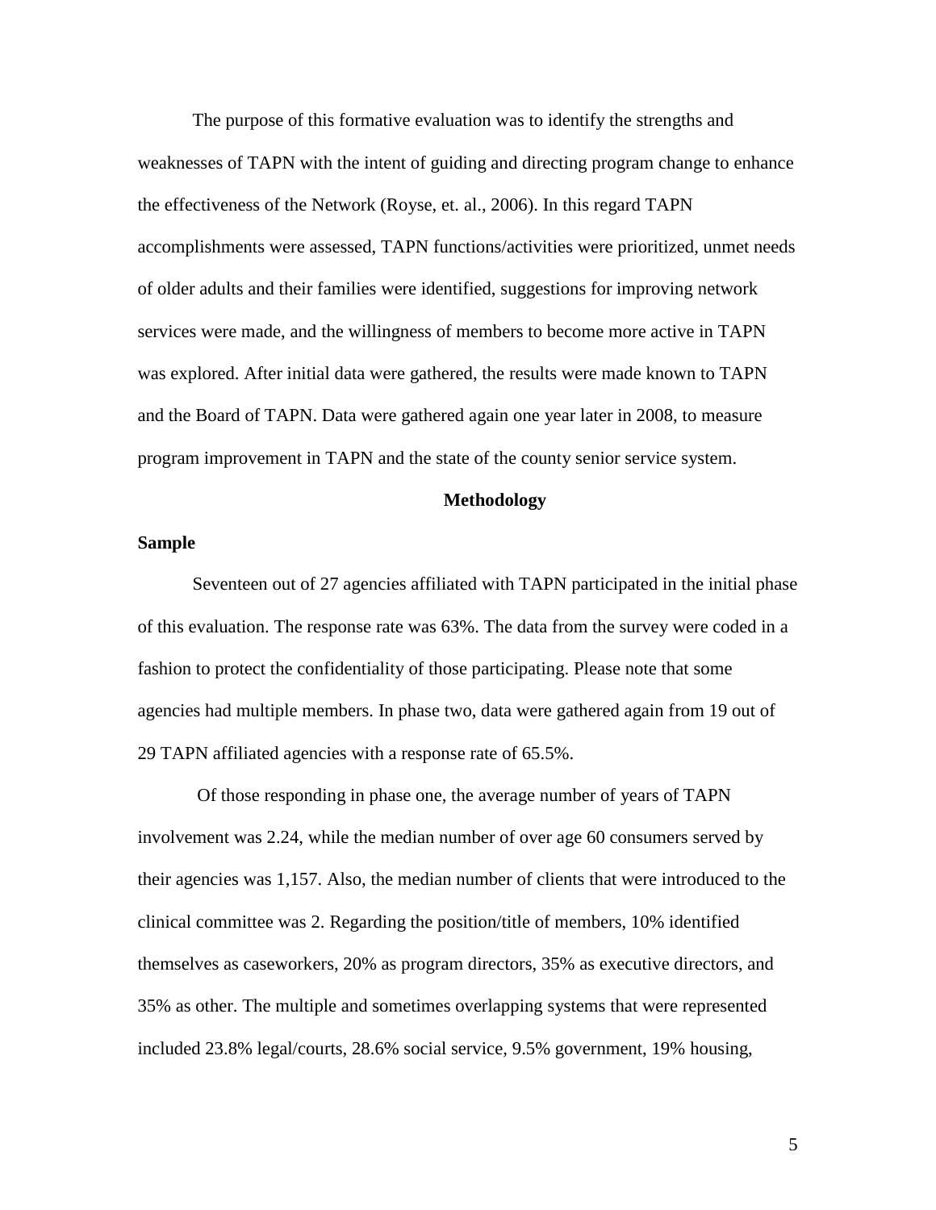The purpose of this formative evaluation was to identify the strengths and weaknesses of TAPN with the intent of guiding and directing program change to enhance the effectiveness of the Network (Royse, et. al., 2006). In this regard TAPN accomplishments were assessed, TAPN functions/activities were prioritized, unmet needs of older adults and their families were identified, suggestions for improving network services were made, and the willingness of members to become more active in TAPN was explored. After initial data were gathered, the results were made known to TAPN and the Board of TAPN. Data were gathered again one year later in 2008, to measure program improvement in TAPN and the state of the county senior service system.

## Methodology

### Sample

Seventeen out of 27 agencies affiliated with TAPN participated in the initial phase of this evaluation. The response rate was 63%. The data from the survey were coded in a fashion to protect the confidentiality of those participating. Please note that some agencies had multiple members. In phase two, data were gathered again from 19 out of 29 TAPN affiliated agencies with a response rate of 65.5%.

Of those responding in phase one, the average number of years of TAPN involvement was 2.24, while the median number of over age 60 consumers served by their agencies was 1,157. Also, the median number of clients that were introduced to the clinical committee was 2. Regarding the position/title of members, 10% identified themselves as caseworkers, 20% as program directors, 35% as executive directors, and 35% as other. The multiple and sometimes overlapping systems that were represented included 23.8% legal/courts, 28.6% social service, 9.5% government, 19% housing,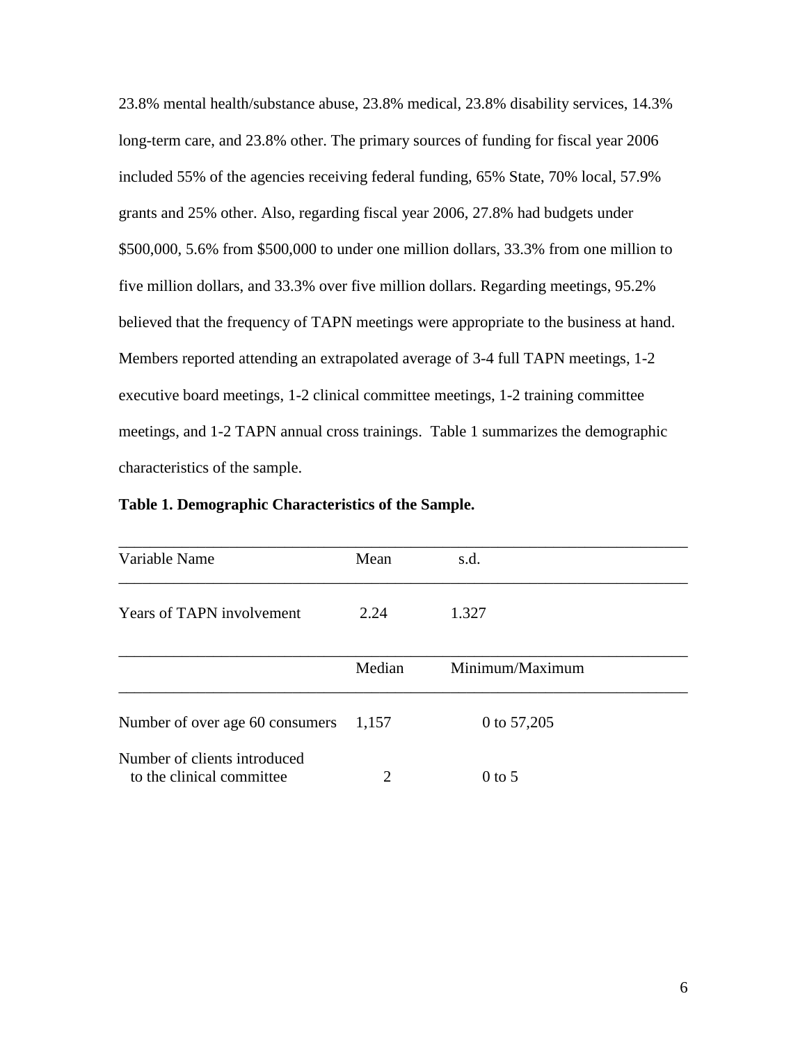23.8% mental health/substance abuse, 23.8% medical, 23.8% disability services, 14.3% long-term care, and 23.8% other. The primary sources of funding for fiscal year 2006 included 55% of the agencies receiving federal funding, 65% State, 70% local, 57.9% grants and 25% other. Also, regarding fiscal year 2006, 27.8% had budgets under $500,000, 5.6% from $500,000 to under one million dollars, 33.3% from one million to five million dollars, and 33.3% over five million dollars. Regarding meetings, 95.2% believed that the frequency of TAPN meetings were appropriate to the business at hand. Members reported attending an extrapolated average of 3-4 full TAPN meetings, 1-2 executive board meetings, 1-2 clinical committee meetings, 1-2 training committee meetings, and 1-2 TAPN annual cross trainings. Table 1 summarizes the demographic characteristics of the sample.

**Table 1. Demographic Characteristics of the Sample.**

| Variable Name | Mean | s.d. |
|---|---|---|
| Years of TAPN involvement | 2.24 | 1.327 |
| | **Median** | **Minimum/Maximum** |
| Number of over age 60 consumers | 1,157 | 0 to 57,205 |
| Number of clients introduced to the clinical committee | 2 | 0 to 5 |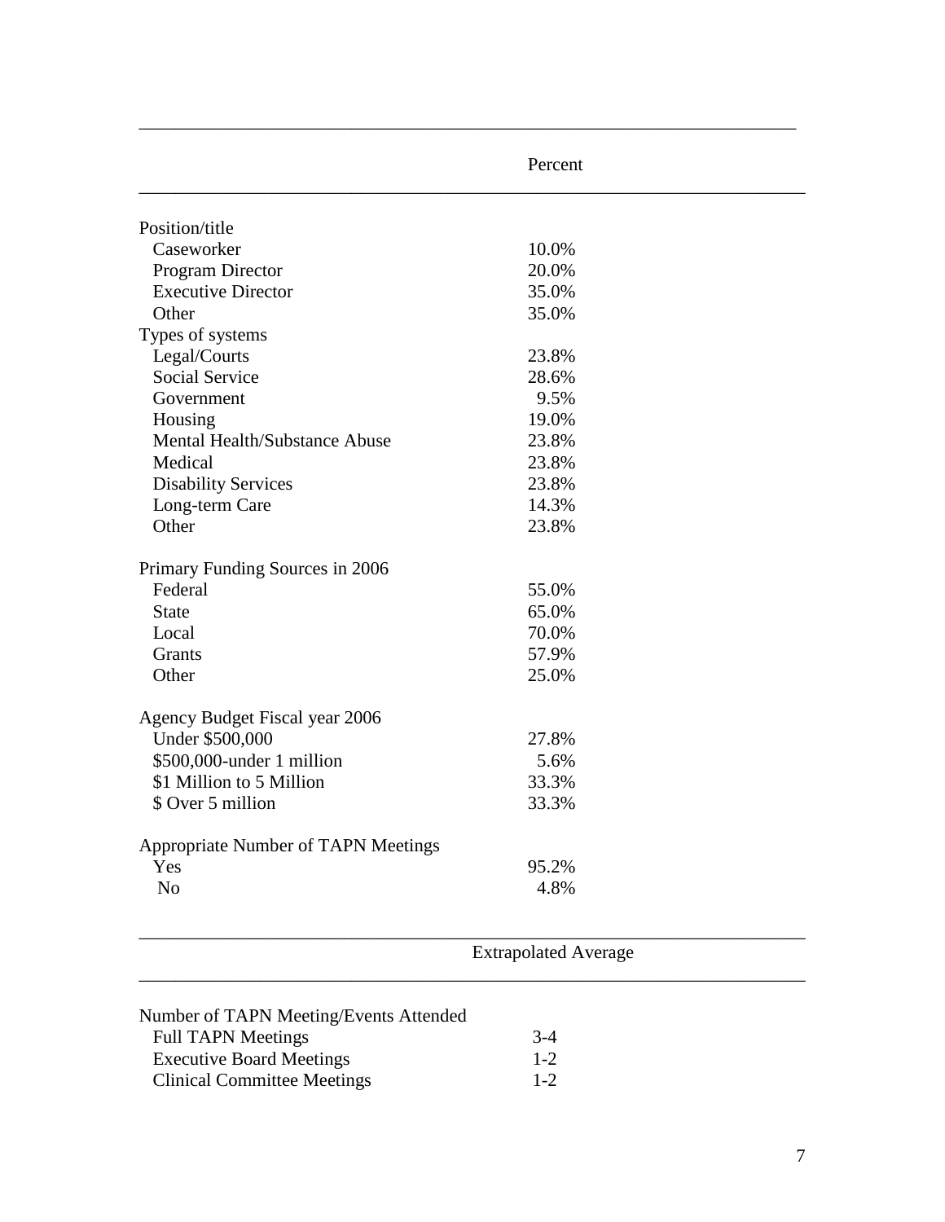| | Percent |
|---|---|
| Position/title | |
| Caseworker | 10.0% |
| Program Director | 20.0% |
| Executive Director | 35.0% |
| Other | 35.0% |
| Types of systems | |
| Legal/Courts | 23.8% |
| Social Service | 28.6% |
| Government | 9.5% |
| Housing | 19.0% |
| Mental Health/Substance Abuse | 23.8% |
| Medical | 23.8% |
| Disability Services | 23.8% |
| Long-term Care | 14.3% |
| Other | 23.8% |
| Primary Funding Sources in 2006 | |
| Federal | 55.0% |
| State | 65.0% |
| Local | 70.0% |
| Grants | 57.9% |
| Other | 25.0% |
| Agency Budget Fiscal year 2006 | |
| Under $500,000 | 27.8% |
| $500,000-under 1 million | 5.6% |
| $1 Million to 5 Million | 33.3% |
| $ Over 5 million | 33.3% |
| Appropriate Number of TAPN Meetings | |
| Yes | 95.2% |
| No | 4.8% |

| | Extrapolated Average |
|---|---|
| Number of TAPN Meeting/Events Attended | |
| Full TAPN Meetings | 3-4 |
| Executive Board Meetings | 1-2 |
| Clinical Committee Meetings | 1-2 |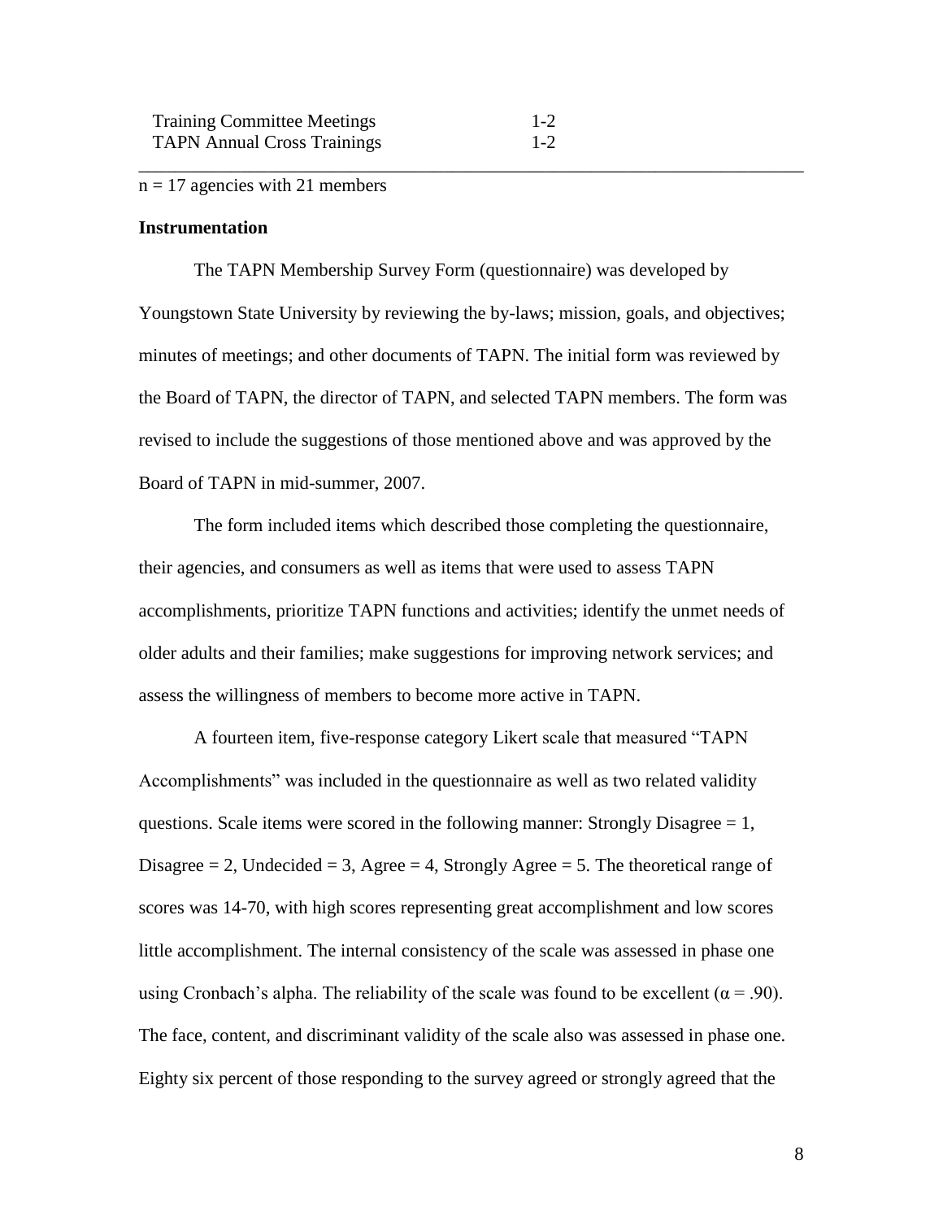| | |
|---|---|
| Training Committee Meetings | 1-2 |
| TAPN Annual Cross Trainings | 1-2 |

n = 17 agencies with 21 members

**Instrumentation**

The TAPN Membership Survey Form (questionnaire) was developed by Youngstown State University by reviewing the by-laws; mission, goals, and objectives; minutes of meetings; and other documents of TAPN. The initial form was reviewed by the Board of TAPN, the director of TAPN, and selected TAPN members. The form was revised to include the suggestions of those mentioned above and was approved by the Board of TAPN in mid-summer, 2007.

The form included items which described those completing the questionnaire, their agencies, and consumers as well as items that were used to assess TAPN accomplishments, prioritize TAPN functions and activities; identify the unmet needs of older adults and their families; make suggestions for improving network services; and assess the willingness of members to become more active in TAPN.

A fourteen item, five-response category Likert scale that measured "TAPN Accomplishments" was included in the questionnaire as well as two related validity questions. Scale items were scored in the following manner: Strongly Disagree = 1, Disagree = 2, Undecided = 3, Agree = 4, Strongly Agree = 5. The theoretical range of scores was 14-70, with high scores representing great accomplishment and low scores little accomplishment. The internal consistency of the scale was assessed in phase one using Cronbach's alpha. The reliability of the scale was found to be excellent ($\alpha = .90$). The face, content, and discriminant validity of the scale also was assessed in phase one. Eighty six percent of those responding to the survey agreed or strongly agreed that the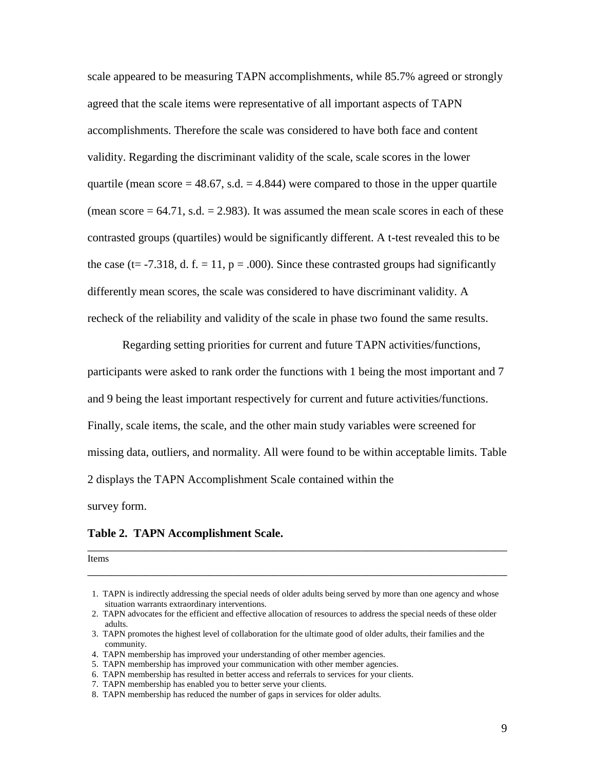scale appeared to be measuring TAPN accomplishments, while 85.7% agreed or strongly agreed that the scale items were representative of all important aspects of TAPN accomplishments. Therefore the scale was considered to have both face and content validity. Regarding the discriminant validity of the scale, scale scores in the lower quartile (mean score = 48.67, s.d. = 4.844) were compared to those in the upper quartile (mean score = 64.71, s.d. = 2.983). It was assumed the mean scale scores in each of these contrasted groups (quartiles) would be significantly different. A t-test revealed this to be the case ($t = -7.318$, d. f. = 11, $p = .000$). Since these contrasted groups had significantly differently mean scores, the scale was considered to have discriminant validity. A recheck of the reliability and validity of the scale in phase two found the same results.

Regarding setting priorities for current and future TAPN activities/functions, participants were asked to rank order the functions with 1 being the most important and 7 and 9 being the least important respectively for current and future activities/functions. Finally, scale items, the scale, and the other main study variables were screened for missing data, outliers, and normality. All were found to be within acceptable limits. Table 2 displays the TAPN Accomplishment Scale contained within the survey form.

**Table 2. TAPN Accomplishment Scale.**

| Items |
|---|
| 1. TAPN is indirectly addressing the special needs of older adults being served by more than one agency and whose situation warrants extraordinary interventions. |
| 2. TAPN advocates for the efficient and effective allocation of resources to address the special needs of these older adults. |
| 3. TAPN promotes the highest level of collaboration for the ultimate good of older adults, their families and the community. |
| 4. TAPN membership has improved your understanding of other member agencies. |
| 5. TAPN membership has improved your communication with other member agencies. |
| 6. TAPN membership has resulted in better access and referrals to services for your clients. |
| 7. TAPN membership has enabled you to better serve your clients. |
| 8. TAPN membership has reduced the number of gaps in services for older adults. |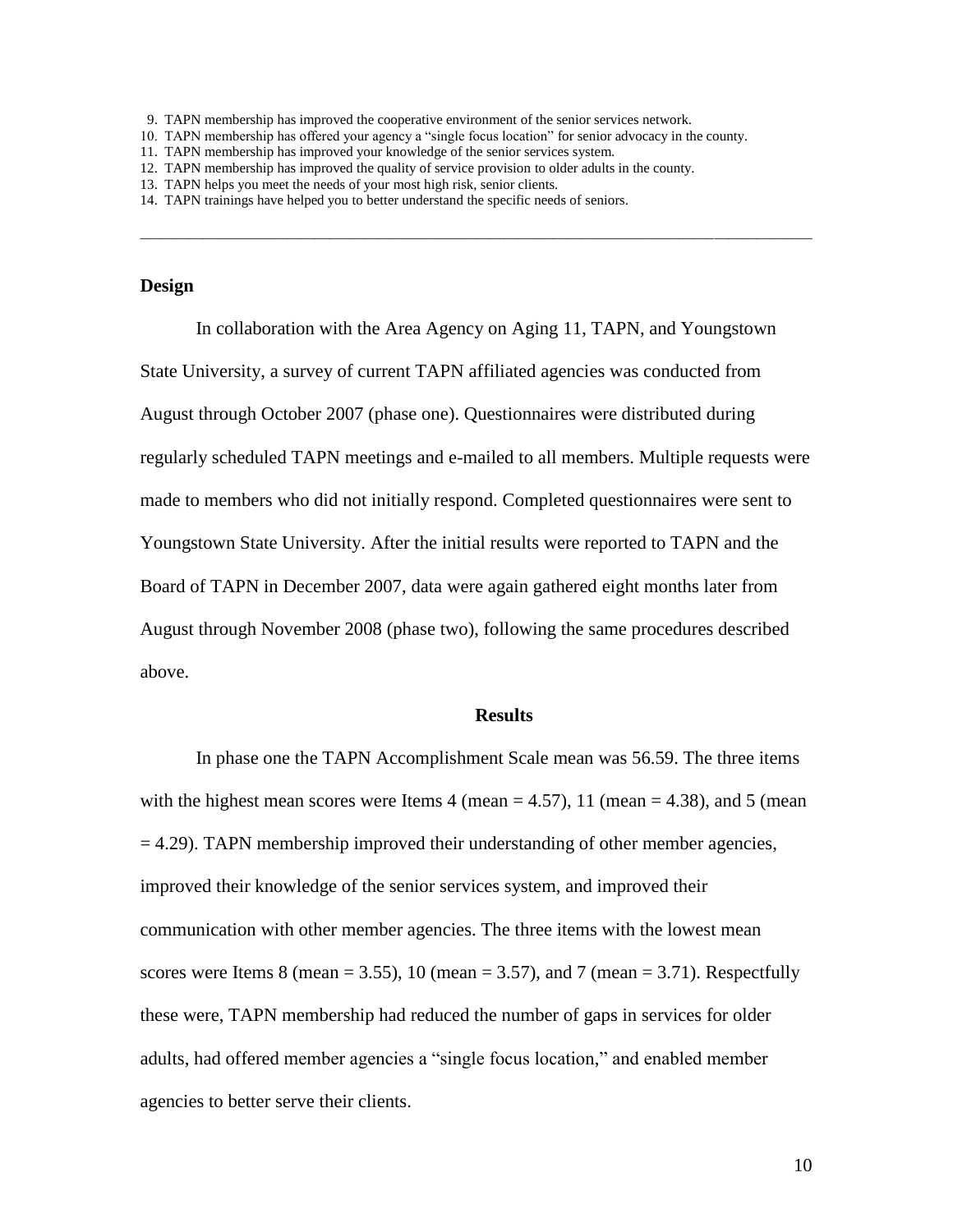9. TAPN membership has improved the cooperative environment of the senior services network.
10. TAPN membership has offered your agency a "single focus location" for senior advocacy in the county.
11. TAPN membership has improved your knowledge of the senior services system.
12. TAPN membership has improved the quality of service provision to older adults in the county.
13. TAPN helps you meet the needs of your most high risk, senior clients.
14. TAPN trainings have helped you to better understand the specific needs of seniors.

---

### Design

In collaboration with the Area Agency on Aging 11, TAPN, and Youngstown State University, a survey of current TAPN affiliated agencies was conducted from August through October 2007 (phase one). Questionnaires were distributed during regularly scheduled TAPN meetings and e-mailed to all members. Multiple requests were made to members who did not initially respond. Completed questionnaires were sent to Youngstown State University. After the initial results were reported to TAPN and the Board of TAPN in December 2007, data were again gathered eight months later from August through November 2008 (phase two), following the same procedures described above.

## Results

In phase one the TAPN Accomplishment Scale mean was 56.59. The three items with the highest mean scores were Items 4 (mean = 4.57), 11 (mean = 4.38), and 5 (mean = 4.29). TAPN membership improved their understanding of other member agencies, improved their knowledge of the senior services system, and improved their communication with other member agencies. The three items with the lowest mean scores were Items 8 (mean = 3.55), 10 (mean = 3.57), and 7 (mean = 3.71). Respectfully these were, TAPN membership had reduced the number of gaps in services for older adults, had offered member agencies a "single focus location," and enabled member agencies to better serve their clients.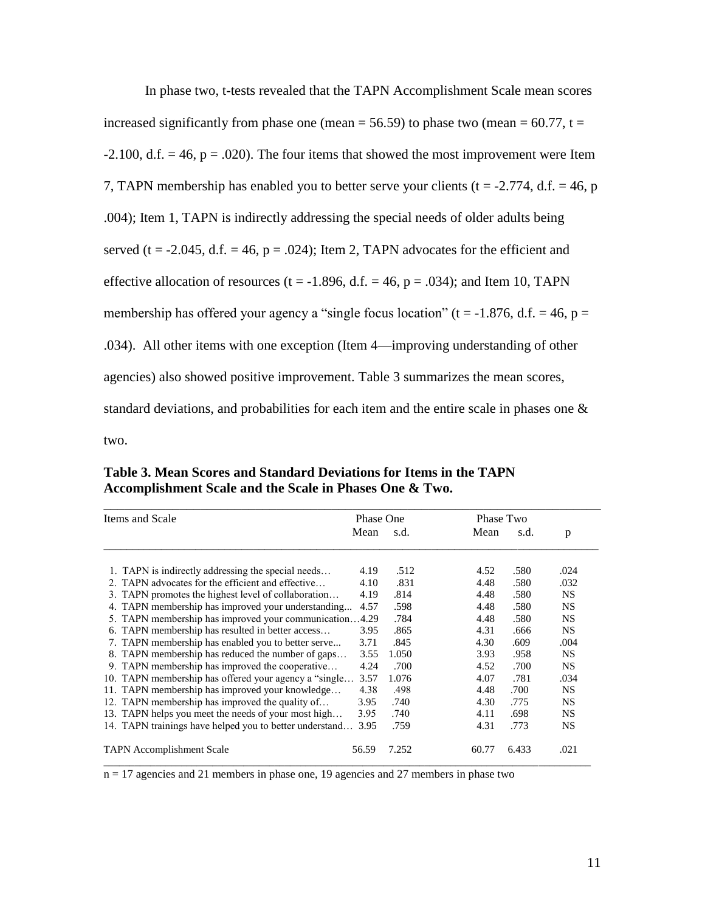In phase two, t-tests revealed that the TAPN Accomplishment Scale mean scores increased significantly from phase one (mean = 56.59) to phase two (mean = 60.77, t = -2.100, d.f. = 46, p = .020). The four items that showed the most improvement were Item 7, TAPN membership has enabled you to better serve your clients (t = -2.774, d.f. = 46, p .004); Item 1, TAPN is indirectly addressing the special needs of older adults being served (t = -2.045, d.f. = 46, p = .024); Item 2, TAPN advocates for the efficient and effective allocation of resources (t = -1.896, d.f. = 46, p = .034); and Item 10, TAPN membership has offered your agency a "single focus location" (t = -1.876, d.f. = 46, p = .034). All other items with one exception (Item 4—improving understanding of other agencies) also showed positive improvement. Table 3 summarizes the mean scores, standard deviations, and probabilities for each item and the entire scale in phases one & two.

**Table 3. Mean Scores and Standard Deviations for Items in the TAPN Accomplishment Scale and the Scale in Phases One & Two.**

| Items and Scale | Phase One | | Phase Two | | |
|---|---|---|---|---|---|
| | Mean | s.d. | Mean | s.d. | p |
| 1. TAPN is indirectly addressing the special needs… | 4.19 | .512 | 4.52 | .580 | .024 |
| 2. TAPN advocates for the efficient and effective… | 4.10 | .831 | 4.48 | .580 | .032 |
| 3. TAPN promotes the highest level of collaboration… | 4.19 | .814 | 4.48 | .580 | NS |
| 4. TAPN membership has improved your understanding... | 4.57 | .598 | 4.48 | .580 | NS |
| 5. TAPN membership has improved your communication… | 4.29 | .784 | 4.48 | .580 | NS |
| 6. TAPN membership has resulted in better access… | 3.95 | .865 | 4.31 | .666 | NS |
| 7. TAPN membership has enabled you to better serve... | 3.71 | .845 | 4.30 | .609 | .004 |
| 8. TAPN membership has reduced the number of gaps… | 3.55 | 1.050 | 3.93 | .958 | NS |
| 9. TAPN membership has improved the cooperative… | 4.24 | .700 | 4.52 | .700 | NS |
| 10. TAPN membership has offered your agency a "single… | 3.57 | 1.076 | 4.07 | .781 | .034 |
| 11. TAPN membership has improved your knowledge… | 4.38 | .498 | 4.48 | .700 | NS |
| 12. TAPN membership has improved the quality of… | 3.95 | .740 | 4.30 | .775 | NS |
| 13. TAPN helps you meet the needs of your most high… | 3.95 | .740 | 4.11 | .698 | NS |
| 14. TAPN trainings have helped you to better understand… | 3.95 | .759 | 4.31 | .773 | NS |
| TAPN Accomplishment Scale | 56.59 | 7.252 | 60.77 | 6.433 | .021 |

n = 17 agencies and 21 members in phase one, 19 agencies and 27 members in phase two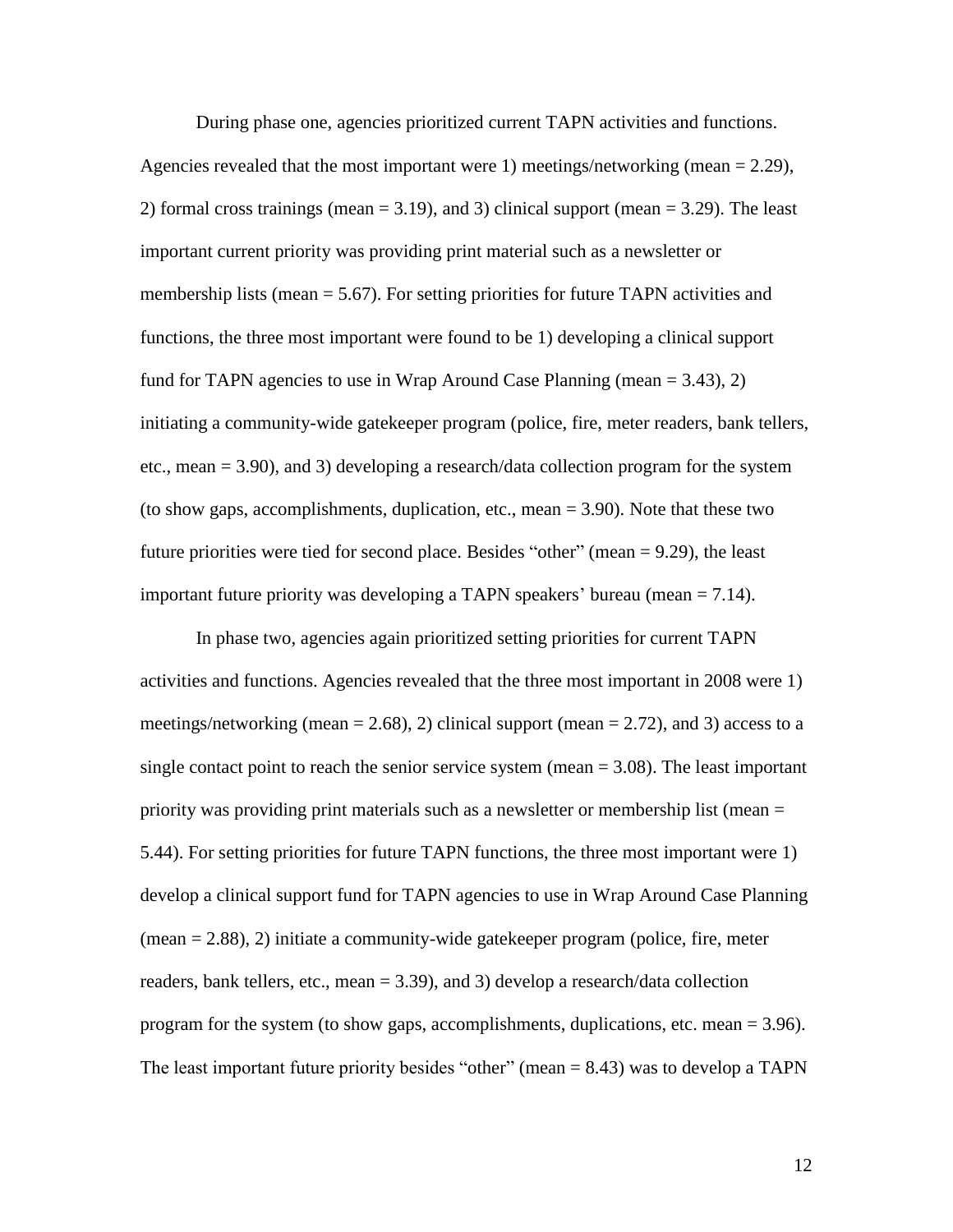During phase one, agencies prioritized current TAPN activities and functions. Agencies revealed that the most important were 1) meetings/networking (mean = 2.29), 2) formal cross trainings (mean = 3.19), and 3) clinical support (mean = 3.29). The least important current priority was providing print material such as a newsletter or membership lists (mean = 5.67). For setting priorities for future TAPN activities and functions, the three most important were found to be 1) developing a clinical support fund for TAPN agencies to use in Wrap Around Case Planning (mean = 3.43), 2) initiating a community-wide gatekeeper program (police, fire, meter readers, bank tellers, etc., mean = 3.90), and 3) developing a research/data collection program for the system (to show gaps, accomplishments, duplication, etc., mean = 3.90). Note that these two future priorities were tied for second place. Besides "other" (mean = 9.29), the least important future priority was developing a TAPN speakers' bureau (mean = 7.14).

In phase two, agencies again prioritized setting priorities for current TAPN activities and functions. Agencies revealed that the three most important in 2008 were 1) meetings/networking (mean = 2.68), 2) clinical support (mean = 2.72), and 3) access to a single contact point to reach the senior service system (mean = 3.08). The least important priority was providing print materials such as a newsletter or membership list (mean = 5.44). For setting priorities for future TAPN functions, the three most important were 1) develop a clinical support fund for TAPN agencies to use in Wrap Around Case Planning (mean = 2.88), 2) initiate a community-wide gatekeeper program (police, fire, meter readers, bank tellers, etc., mean = 3.39), and 3) develop a research/data collection program for the system (to show gaps, accomplishments, duplications, etc. mean = 3.96). The least important future priority besides "other" (mean = 8.43) was to develop a TAPN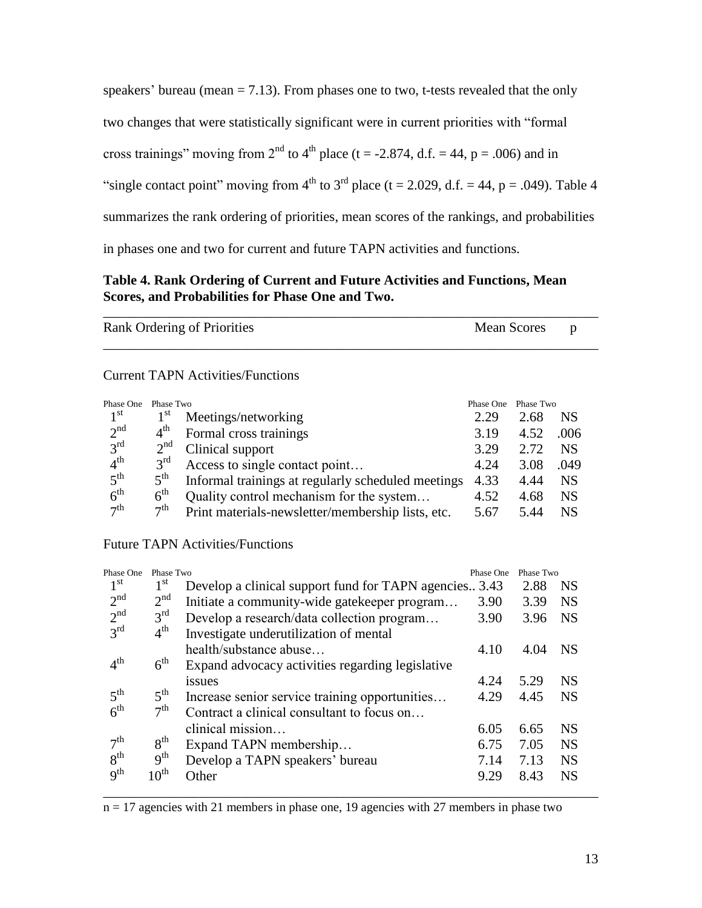speakers' bureau (mean = 7.13). From phases one to two, t-tests revealed that the only two changes that were statistically significant were in current priorities with "formal cross trainings" moving from 2nd to 4th place ($t = -2.874$, d.f. = 44, $p = .006$) and in "single contact point" moving from 4th to 3rd place ($t = 2.029$, d.f. = 44, $p = .049$). Table 4 summarizes the rank ordering of priorities, mean scores of the rankings, and probabilities in phases one and two for current and future TAPN activities and functions.

**Table 4. Rank Ordering of Current and Future Activities and Functions, Mean Scores, and Probabilities for Phase One and Two.**

| Rank Ordering of Priorities | | | Mean Scores | | p |
|---|---|---|---|---|---|
| **Current TAPN Activities/Functions** | | | | | |
| Phase One | Phase Two | | Phase One | Phase Two | |
| 1st | 1st | Meetings/networking | 2.29 | 2.68 | NS |
| 2nd | 4th | Formal cross trainings | 3.19 | 4.52 | .006 |
| 3rd | 2nd | Clinical support | 3.29 | 2.72 | NS |
| 4th | 3rd | Access to single contact point… | 4.24 | 3.08 | .049 |
| 5th | 5th | Informal trainings at regularly scheduled meetings | 4.33 | 4.44 | NS |
| 6th | 6th | Quality control mechanism for the system… | 4.52 | 4.68 | NS |
| 7th | 7th | Print materials-newsletter/membership lists, etc. | 5.67 | 5.44 | NS |
| **Future TAPN Activities/Functions** | | | | | |
| Phase One | Phase Two | | Phase One | Phase Two | |
| 1st | 1st | Develop a clinical support fund for TAPN agencies.. | 3.43 | 2.88 | NS |
| 2nd | 2nd | Initiate a community-wide gatekeeper program… | 3.90 | 3.39 | NS |
| 2nd | 3rd | Develop a research/data collection program… | 3.90 | 3.96 | NS |
| 3rd | 4th | Investigate underutilization of mental health/substance abuse… | 4.10 | 4.04 | NS |
| 4th | 6th | Expand advocacy activities regarding legislative issues | 4.24 | 5.29 | NS |
| 5th | 5th | Increase senior service training opportunities… | 4.29 | 4.45 | NS |
| 6th | 7th | Contract a clinical consultant to focus on… clinical mission… | 6.05 | 6.65 | NS |
| 7th | 8th | Expand TAPN membership… | 6.75 | 7.05 | NS |
| 8th | 9th | Develop a TAPN speakers' bureau | 7.14 | 7.13 | NS |
| 9th | 10th | Other | 9.29 | 8.43 | NS |

n = 17 agencies with 21 members in phase one, 19 agencies with 27 members in phase two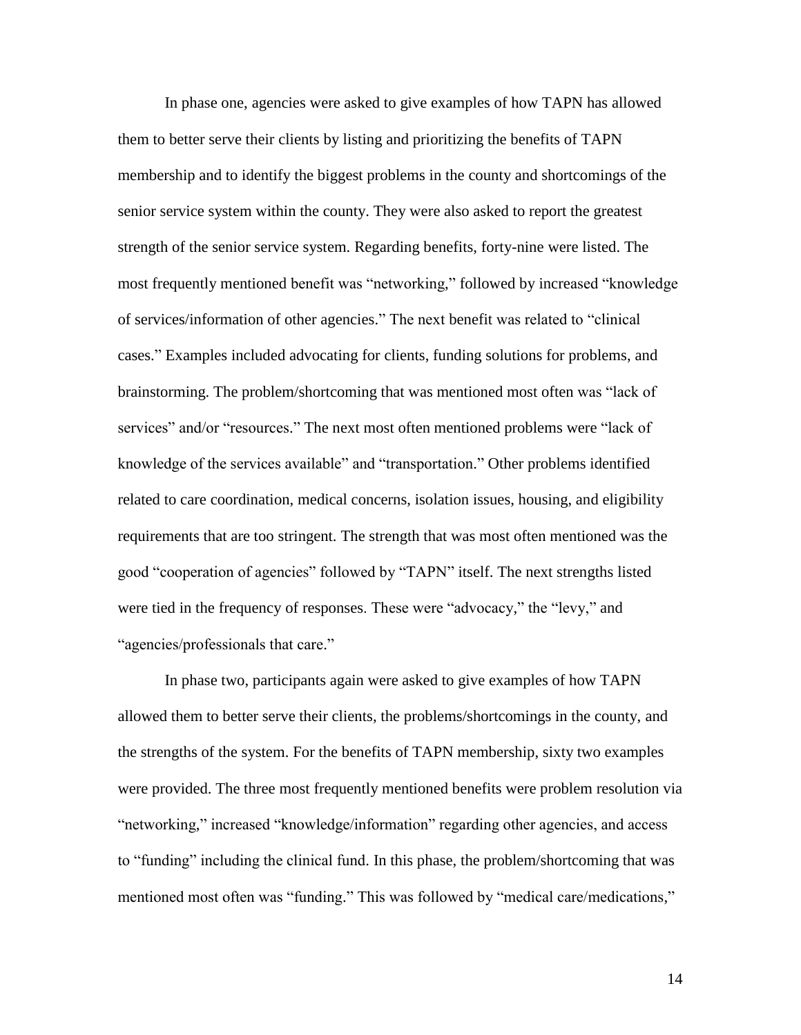In phase one, agencies were asked to give examples of how TAPN has allowed them to better serve their clients by listing and prioritizing the benefits of TAPN membership and to identify the biggest problems in the county and shortcomings of the senior service system within the county. They were also asked to report the greatest strength of the senior service system. Regarding benefits, forty-nine were listed. The most frequently mentioned benefit was "networking," followed by increased "knowledge of services/information of other agencies." The next benefit was related to "clinical cases." Examples included advocating for clients, funding solutions for problems, and brainstorming. The problem/shortcoming that was mentioned most often was "lack of services" and/or "resources." The next most often mentioned problems were "lack of knowledge of the services available" and "transportation." Other problems identified related to care coordination, medical concerns, isolation issues, housing, and eligibility requirements that are too stringent. The strength that was most often mentioned was the good "cooperation of agencies" followed by "TAPN" itself. The next strengths listed were tied in the frequency of responses. These were "advocacy," the "levy," and "agencies/professionals that care."

In phase two, participants again were asked to give examples of how TAPN allowed them to better serve their clients, the problems/shortcomings in the county, and the strengths of the system. For the benefits of TAPN membership, sixty two examples were provided. The three most frequently mentioned benefits were problem resolution via "networking," increased "knowledge/information" regarding other agencies, and access to "funding" including the clinical fund. In this phase, the problem/shortcoming that was mentioned most often was "funding." This was followed by "medical care/medications,"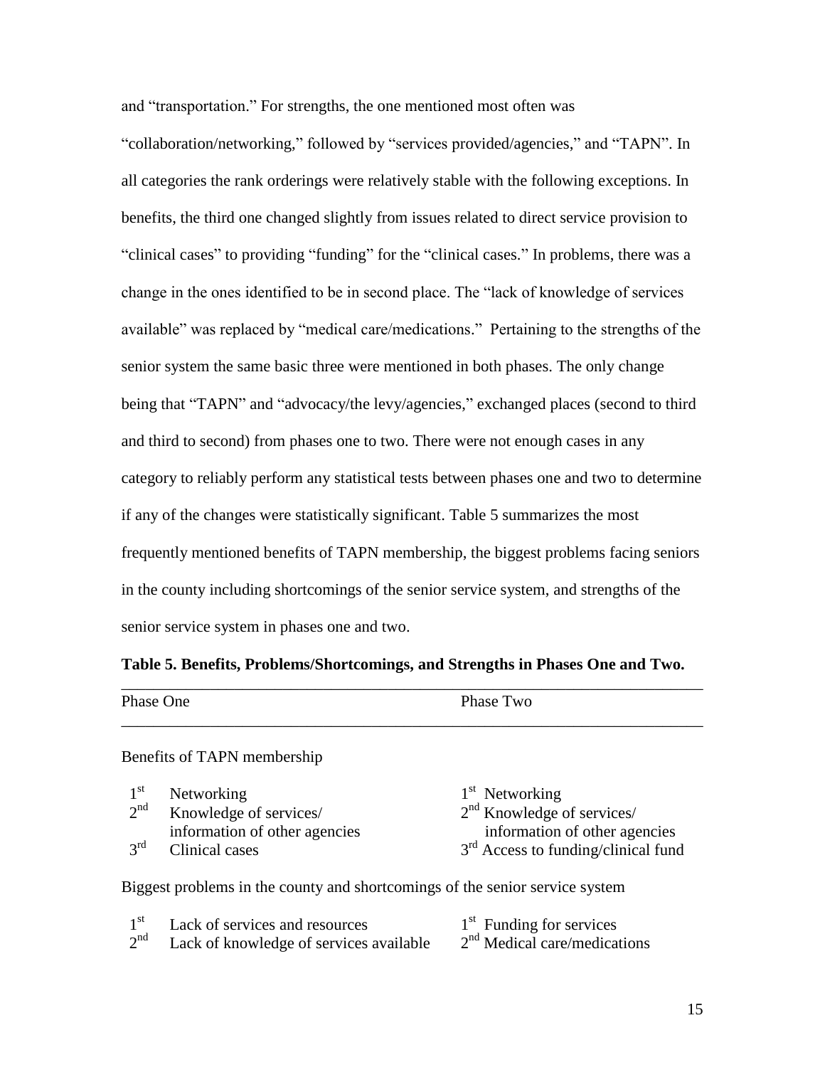and "transportation." For strengths, the one mentioned most often was "collaboration/networking," followed by "services provided/agencies," and "TAPN". In all categories the rank orderings were relatively stable with the following exceptions. In benefits, the third one changed slightly from issues related to direct service provision to "clinical cases" to providing "funding" for the "clinical cases." In problems, there was a change in the ones identified to be in second place. The "lack of knowledge of services available" was replaced by "medical care/medications." Pertaining to the strengths of the senior system the same basic three were mentioned in both phases. The only change being that "TAPN" and "advocacy/the levy/agencies," exchanged places (second to third and third to second) from phases one to two. There were not enough cases in any category to reliably perform any statistical tests between phases one and two to determine if any of the changes were statistically significant. Table 5 summarizes the most frequently mentioned benefits of TAPN membership, the biggest problems facing seniors in the county including shortcomings of the senior service system, and strengths of the senior service system in phases one and two.

**Table 5. Benefits, Problems/Shortcomings, and Strengths in Phases One and Two.**

| Phase One | Phase Two |
|---|---|
| Benefits of TAPN membership | |
| 1st Networking | 1st Networking |
| 2nd Knowledge of services/ information of other agencies | 2nd Knowledge of services/ information of other agencies |
| 3rd Clinical cases | 3rd Access to funding/clinical fund |
| Biggest problems in the county and shortcomings of the senior service system | |
| 1st Lack of services and resources | 1st Funding for services |
| 2nd Lack of knowledge of services available | 2nd Medical care/medications |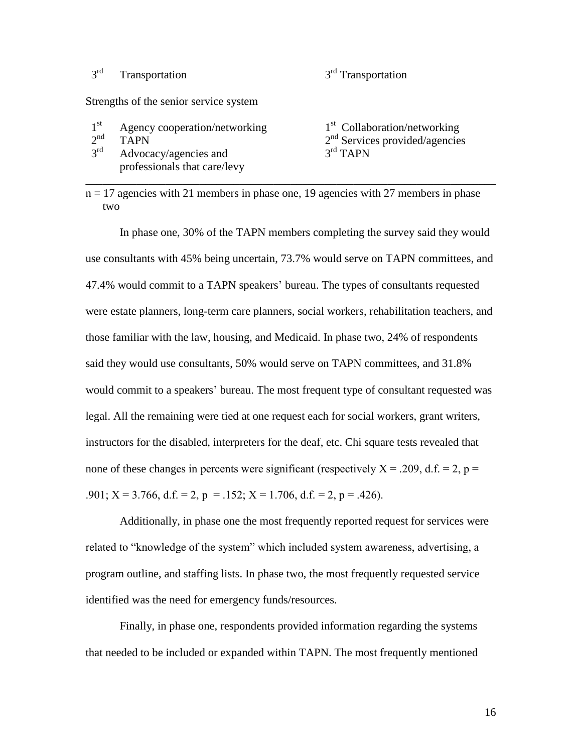| | Phase one | Phase two |
|---|---|---|
| 3rd | Transportation | 3rd Transportation |
| Strengths of the senior service system | | |
| 1st | Agency cooperation/networking | 1st Collaboration/networking |
| 2nd | TAPN | 2nd Services provided/agencies |
| 3rd | Advocacy/agencies and professionals that care/levy | 3rd TAPN |

n = 17 agencies with 21 members in phase one, 19 agencies with 27 members in phase two

In phase one, 30% of the TAPN members completing the survey said they would use consultants with 45% being uncertain, 73.7% would serve on TAPN committees, and 47.4% would commit to a TAPN speakers' bureau. The types of consultants requested were estate planners, long-term care planners, social workers, rehabilitation teachers, and those familiar with the law, housing, and Medicaid. In phase two, 24% of respondents said they would use consultants, 50% would serve on TAPN committees, and 31.8% would commit to a speakers' bureau. The most frequent type of consultant requested was legal. All the remaining were tied at one request each for social workers, grant writers, instructors for the disabled, interpreters for the deaf, etc. Chi square tests revealed that none of these changes in percents were significant (respectively $X = .209$, d.f. = 2, $p = .901$; $X = 3.766$, d.f. = 2, $p = .152$; $X = 1.706$, d.f. = 2, $p = .426$).

Additionally, in phase one the most frequently reported request for services were related to "knowledge of the system" which included system awareness, advertising, a program outline, and staffing lists. In phase two, the most frequently requested service identified was the need for emergency funds/resources.

Finally, in phase one, respondents provided information regarding the systems that needed to be included or expanded within TAPN. The most frequently mentioned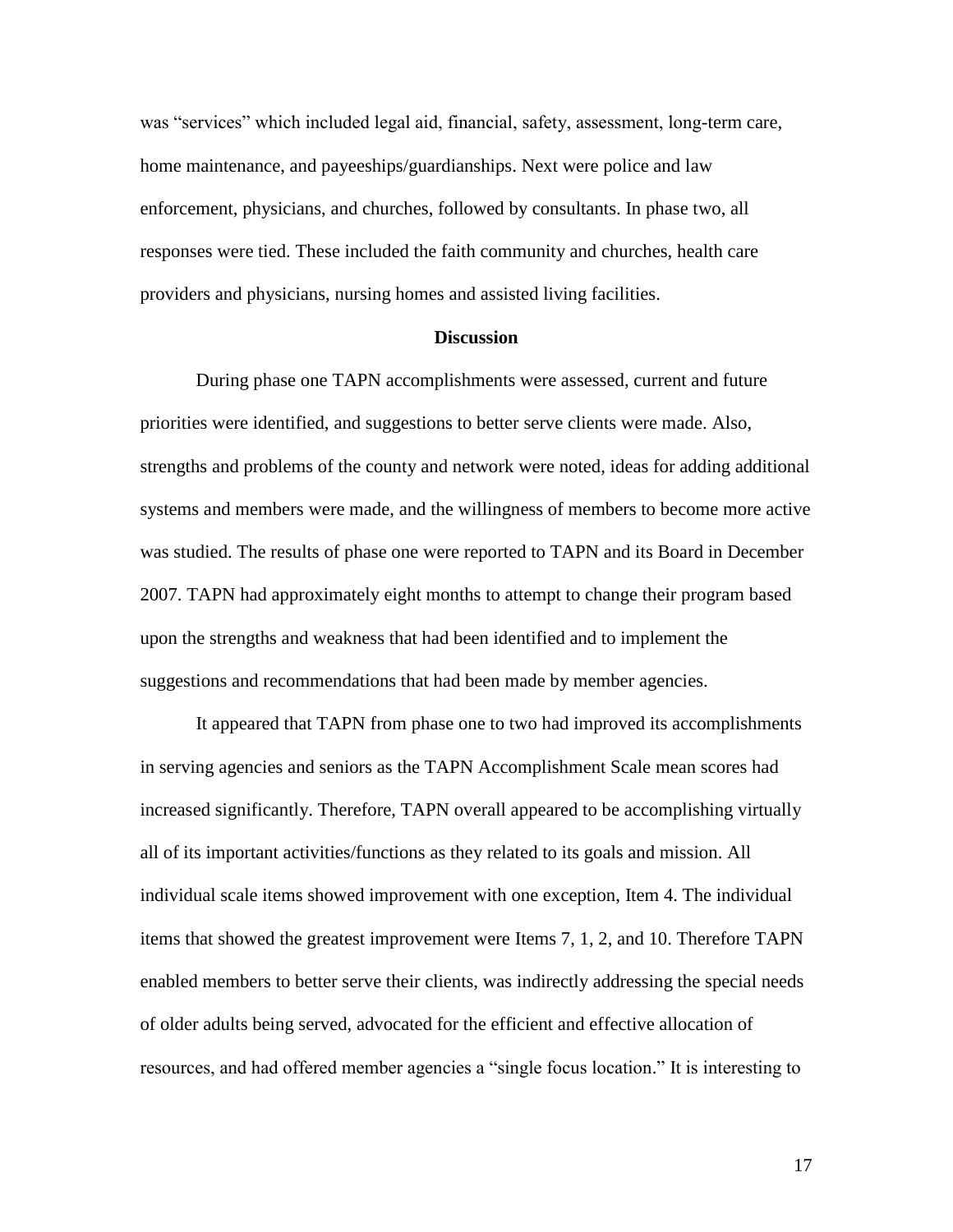was "services" which included legal aid, financial, safety, assessment, long-term care, home maintenance, and payeeships/guardianships. Next were police and law enforcement, physicians, and churches, followed by consultants. In phase two, all responses were tied. These included the faith community and churches, health care providers and physicians, nursing homes and assisted living facilities.

## Discussion

During phase one TAPN accomplishments were assessed, current and future priorities were identified, and suggestions to better serve clients were made. Also, strengths and problems of the county and network were noted, ideas for adding additional systems and members were made, and the willingness of members to become more active was studied. The results of phase one were reported to TAPN and its Board in December 2007. TAPN had approximately eight months to attempt to change their program based upon the strengths and weakness that had been identified and to implement the suggestions and recommendations that had been made by member agencies.

It appeared that TAPN from phase one to two had improved its accomplishments in serving agencies and seniors as the TAPN Accomplishment Scale mean scores had increased significantly. Therefore, TAPN overall appeared to be accomplishing virtually all of its important activities/functions as they related to its goals and mission. All individual scale items showed improvement with one exception, Item 4. The individual items that showed the greatest improvement were Items 7, 1, 2, and 10. Therefore TAPN enabled members to better serve their clients, was indirectly addressing the special needs of older adults being served, advocated for the efficient and effective allocation of resources, and had offered member agencies a "single focus location." It is interesting to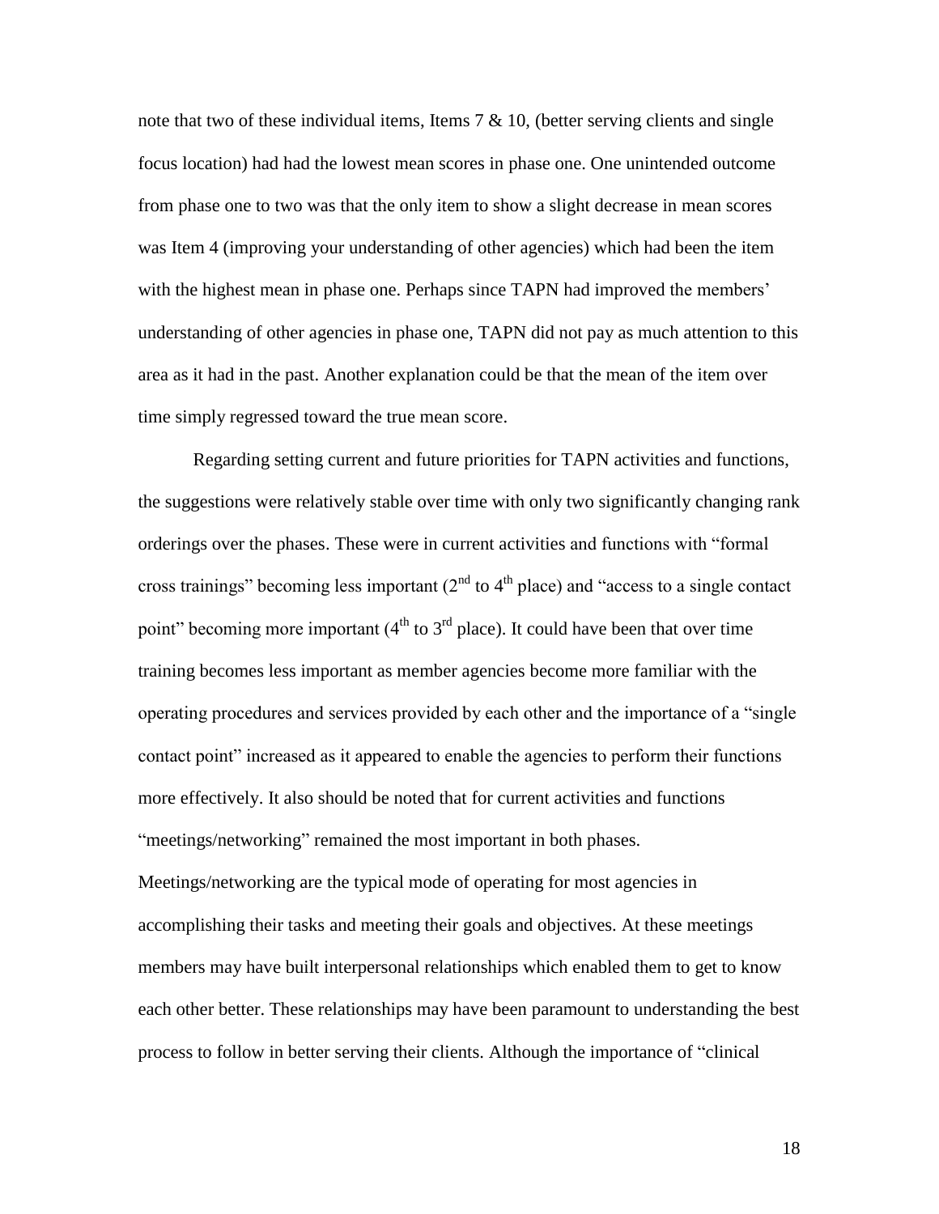note that two of these individual items, Items 7 & 10, (better serving clients and single focus location) had had the lowest mean scores in phase one. One unintended outcome from phase one to two was that the only item to show a slight decrease in mean scores was Item 4 (improving your understanding of other agencies) which had been the item with the highest mean in phase one. Perhaps since TAPN had improved the members' understanding of other agencies in phase one, TAPN did not pay as much attention to this area as it had in the past. Another explanation could be that the mean of the item over time simply regressed toward the true mean score.

Regarding setting current and future priorities for TAPN activities and functions, the suggestions were relatively stable over time with only two significantly changing rank orderings over the phases. These were in current activities and functions with "formal cross trainings" becoming less important (2nd to 4th place) and "access to a single contact point" becoming more important (4th to 3rd place). It could have been that over time training becomes less important as member agencies become more familiar with the operating procedures and services provided by each other and the importance of a "single contact point" increased as it appeared to enable the agencies to perform their functions more effectively. It also should be noted that for current activities and functions "meetings/networking" remained the most important in both phases. Meetings/networking are the typical mode of operating for most agencies in accomplishing their tasks and meeting their goals and objectives. At these meetings members may have built interpersonal relationships which enabled them to get to know each other better. These relationships may have been paramount to understanding the best process to follow in better serving their clients. Although the importance of "clinical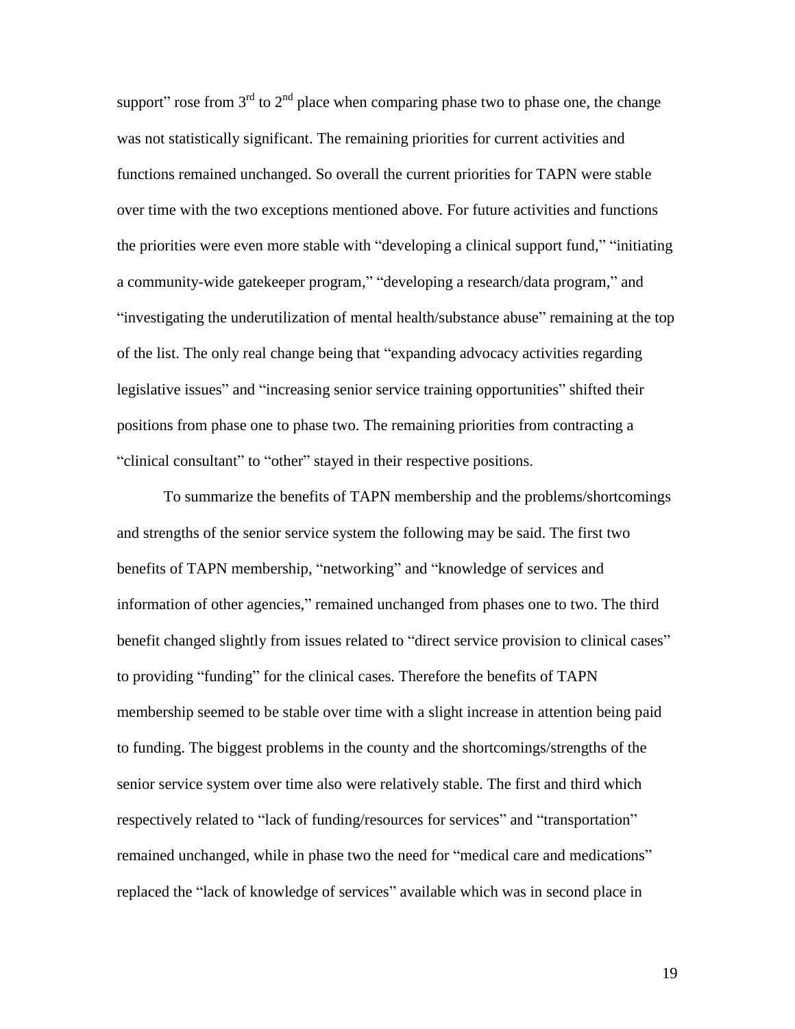support" rose from 3rd to 2nd place when comparing phase two to phase one, the change was not statistically significant. The remaining priorities for current activities and functions remained unchanged. So overall the current priorities for TAPN were stable over time with the two exceptions mentioned above. For future activities and functions the priorities were even more stable with "developing a clinical support fund," "initiating a community-wide gatekeeper program," "developing a research/data program," and "investigating the underutilization of mental health/substance abuse" remaining at the top of the list. The only real change being that "expanding advocacy activities regarding legislative issues" and "increasing senior service training opportunities" shifted their positions from phase one to phase two. The remaining priorities from contracting a "clinical consultant" to "other" stayed in their respective positions.

To summarize the benefits of TAPN membership and the problems/shortcomings and strengths of the senior service system the following may be said. The first two benefits of TAPN membership, "networking" and "knowledge of services and information of other agencies," remained unchanged from phases one to two. The third benefit changed slightly from issues related to "direct service provision to clinical cases" to providing "funding" for the clinical cases. Therefore the benefits of TAPN membership seemed to be stable over time with a slight increase in attention being paid to funding. The biggest problems in the county and the shortcomings/strengths of the senior service system over time also were relatively stable. The first and third which respectively related to "lack of funding/resources for services" and "transportation" remained unchanged, while in phase two the need for "medical care and medications" replaced the "lack of knowledge of services" available which was in second place in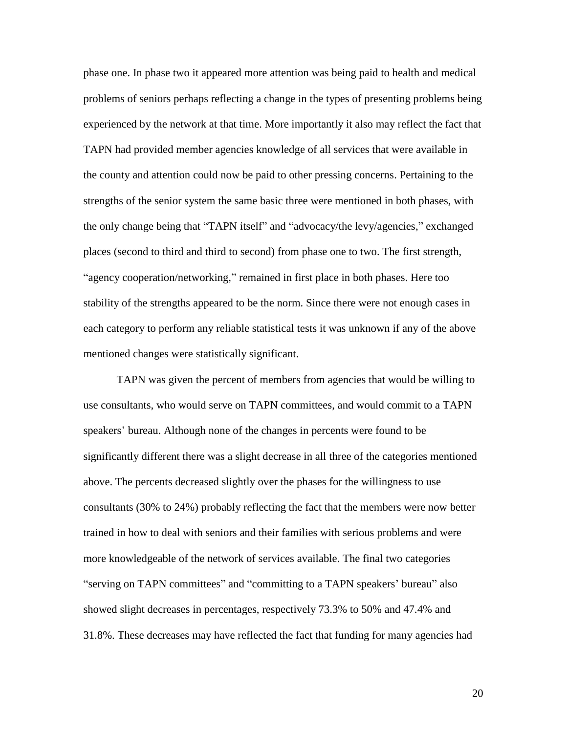phase one. In phase two it appeared more attention was being paid to health and medical problems of seniors perhaps reflecting a change in the types of presenting problems being experienced by the network at that time. More importantly it also may reflect the fact that TAPN had provided member agencies knowledge of all services that were available in the county and attention could now be paid to other pressing concerns. Pertaining to the strengths of the senior system the same basic three were mentioned in both phases, with the only change being that "TAPN itself" and "advocacy/the levy/agencies," exchanged places (second to third and third to second) from phase one to two. The first strength, "agency cooperation/networking," remained in first place in both phases. Here too stability of the strengths appeared to be the norm. Since there were not enough cases in each category to perform any reliable statistical tests it was unknown if any of the above mentioned changes were statistically significant.

TAPN was given the percent of members from agencies that would be willing to use consultants, who would serve on TAPN committees, and would commit to a TAPN speakers' bureau. Although none of the changes in percents were found to be significantly different there was a slight decrease in all three of the categories mentioned above. The percents decreased slightly over the phases for the willingness to use consultants (30% to 24%) probably reflecting the fact that the members were now better trained in how to deal with seniors and their families with serious problems and were more knowledgeable of the network of services available. The final two categories "serving on TAPN committees" and "committing to a TAPN speakers' bureau" also showed slight decreases in percentages, respectively 73.3% to 50% and 47.4% and 31.8%. These decreases may have reflected the fact that funding for many agencies had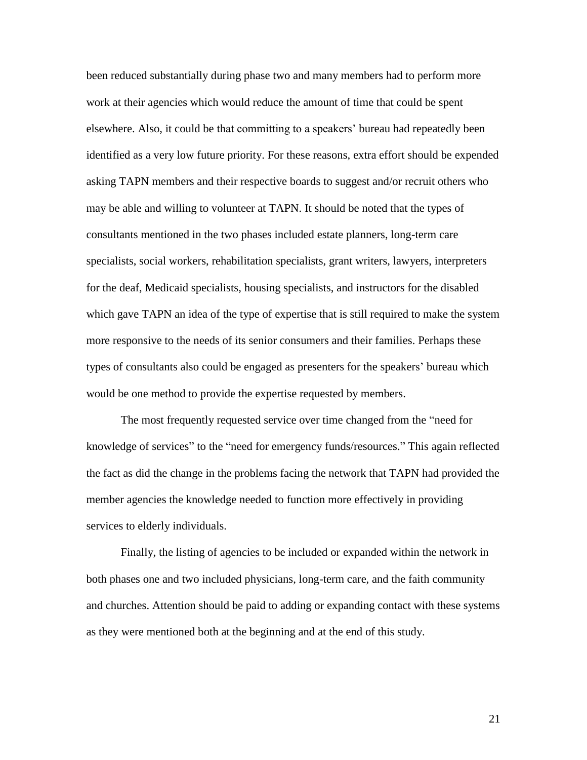been reduced substantially during phase two and many members had to perform more work at their agencies which would reduce the amount of time that could be spent elsewhere. Also, it could be that committing to a speakers' bureau had repeatedly been identified as a very low future priority. For these reasons, extra effort should be expended asking TAPN members and their respective boards to suggest and/or recruit others who may be able and willing to volunteer at TAPN. It should be noted that the types of consultants mentioned in the two phases included estate planners, long-term care specialists, social workers, rehabilitation specialists, grant writers, lawyers, interpreters for the deaf, Medicaid specialists, housing specialists, and instructors for the disabled which gave TAPN an idea of the type of expertise that is still required to make the system more responsive to the needs of its senior consumers and their families. Perhaps these types of consultants also could be engaged as presenters for the speakers' bureau which would be one method to provide the expertise requested by members.

The most frequently requested service over time changed from the "need for knowledge of services" to the "need for emergency funds/resources." This again reflected the fact as did the change in the problems facing the network that TAPN had provided the member agencies the knowledge needed to function more effectively in providing services to elderly individuals.

Finally, the listing of agencies to be included or expanded within the network in both phases one and two included physicians, long-term care, and the faith community and churches. Attention should be paid to adding or expanding contact with these systems as they were mentioned both at the beginning and at the end of this study.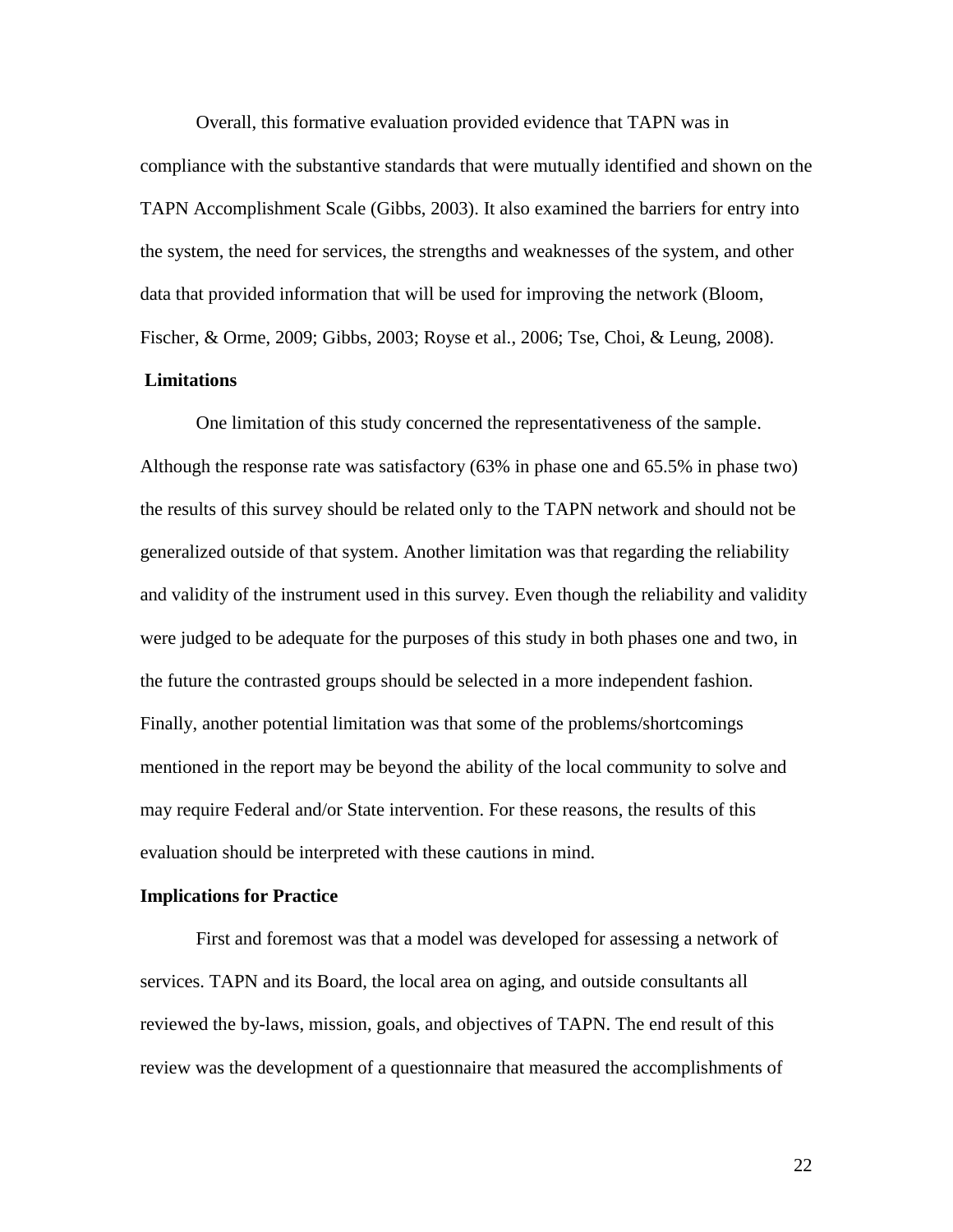Overall, this formative evaluation provided evidence that TAPN was in compliance with the substantive standards that were mutually identified and shown on the TAPN Accomplishment Scale (Gibbs, 2003). It also examined the barriers for entry into the system, the need for services, the strengths and weaknesses of the system, and other data that provided information that will be used for improving the network (Bloom, Fischer, & Orme, 2009; Gibbs, 2003; Royse et al., 2006; Tse, Choi, & Leung, 2008).

## Limitations

One limitation of this study concerned the representativeness of the sample. Although the response rate was satisfactory (63% in phase one and 65.5% in phase two) the results of this survey should be related only to the TAPN network and should not be generalized outside of that system. Another limitation was that regarding the reliability and validity of the instrument used in this survey. Even though the reliability and validity were judged to be adequate for the purposes of this study in both phases one and two, in the future the contrasted groups should be selected in a more independent fashion. Finally, another potential limitation was that some of the problems/shortcomings mentioned in the report may be beyond the ability of the local community to solve and may require Federal and/or State intervention. For these reasons, the results of this evaluation should be interpreted with these cautions in mind.

## Implications for Practice

First and foremost was that a model was developed for assessing a network of services. TAPN and its Board, the local area on aging, and outside consultants all reviewed the by-laws, mission, goals, and objectives of TAPN. The end result of this review was the development of a questionnaire that measured the accomplishments of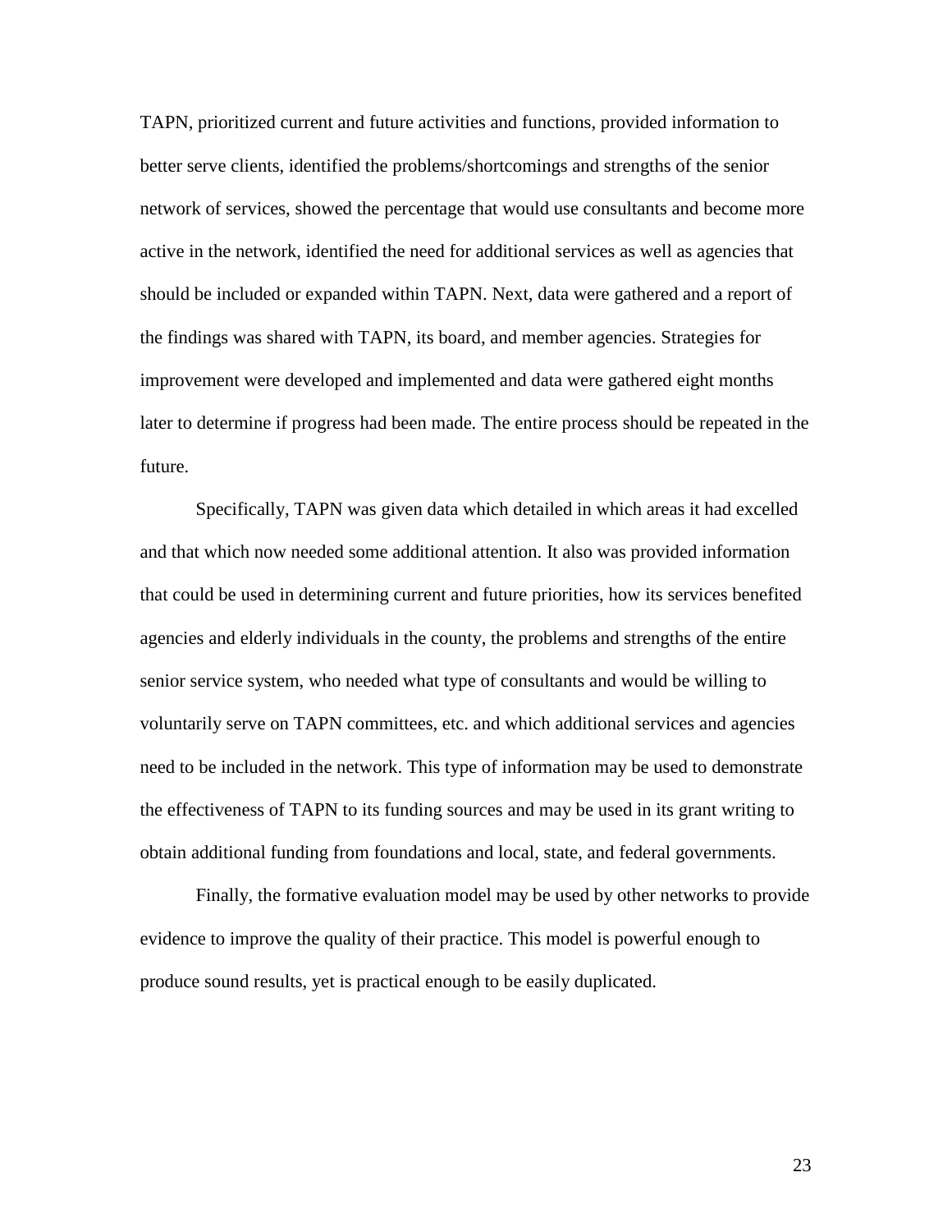TAPN, prioritized current and future activities and functions, provided information to better serve clients, identified the problems/shortcomings and strengths of the senior network of services, showed the percentage that would use consultants and become more active in the network, identified the need for additional services as well as agencies that should be included or expanded within TAPN. Next, data were gathered and a report of the findings was shared with TAPN, its board, and member agencies. Strategies for improvement were developed and implemented and data were gathered eight months later to determine if progress had been made. The entire process should be repeated in the future.

Specifically, TAPN was given data which detailed in which areas it had excelled and that which now needed some additional attention. It also was provided information that could be used in determining current and future priorities, how its services benefited agencies and elderly individuals in the county, the problems and strengths of the entire senior service system, who needed what type of consultants and would be willing to voluntarily serve on TAPN committees, etc. and which additional services and agencies need to be included in the network. This type of information may be used to demonstrate the effectiveness of TAPN to its funding sources and may be used in its grant writing to obtain additional funding from foundations and local, state, and federal governments.

Finally, the formative evaluation model may be used by other networks to provide evidence to improve the quality of their practice. This model is powerful enough to produce sound results, yet is practical enough to be easily duplicated.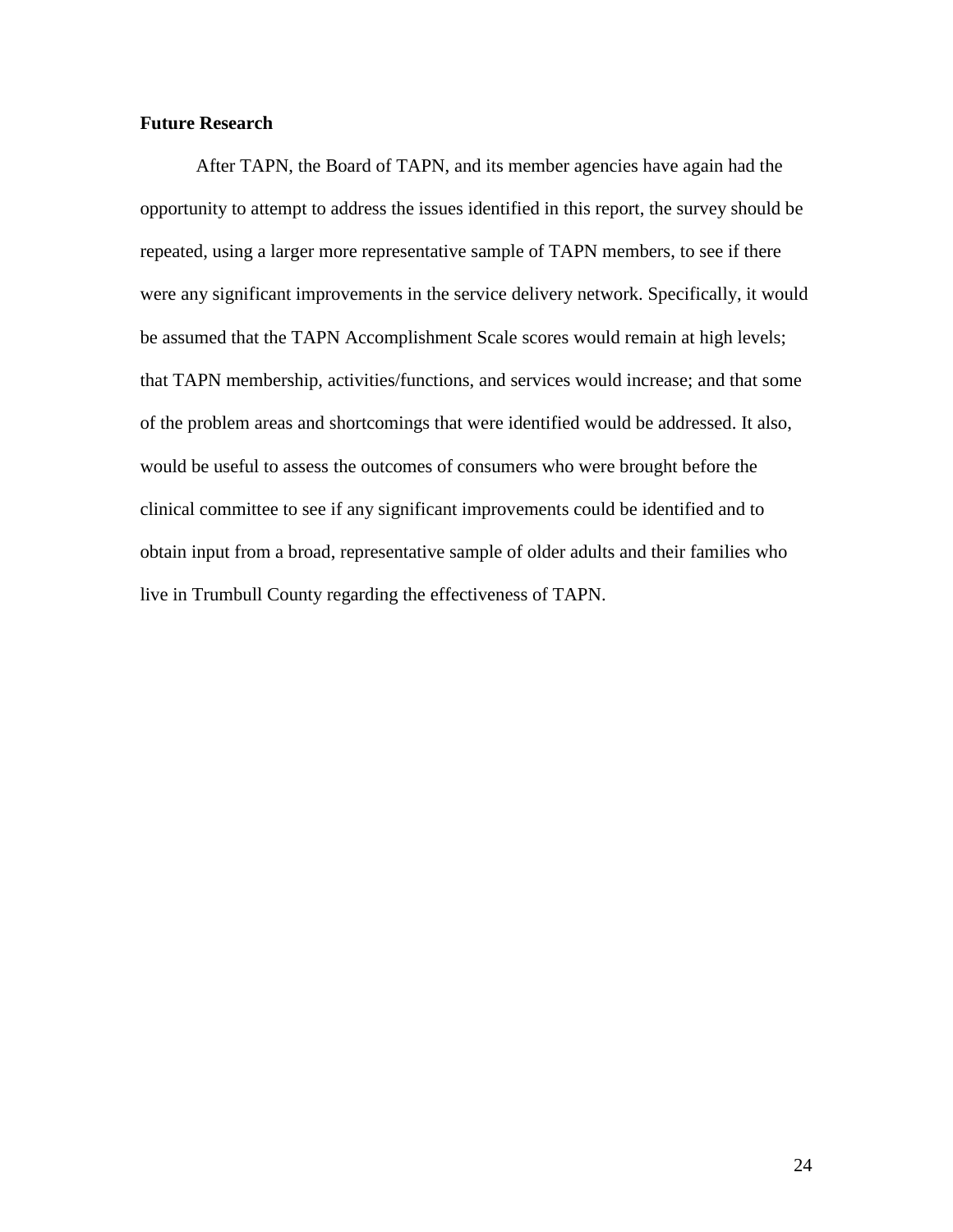**Future Research**

After TAPN, the Board of TAPN, and its member agencies have again had the opportunity to attempt to address the issues identified in this report, the survey should be repeated, using a larger more representative sample of TAPN members, to see if there were any significant improvements in the service delivery network. Specifically, it would be assumed that the TAPN Accomplishment Scale scores would remain at high levels; that TAPN membership, activities/functions, and services would increase; and that some of the problem areas and shortcomings that were identified would be addressed. It also, would be useful to assess the outcomes of consumers who were brought before the clinical committee to see if any significant improvements could be identified and to obtain input from a broad, representative sample of older adults and their families who live in Trumbull County regarding the effectiveness of TAPN.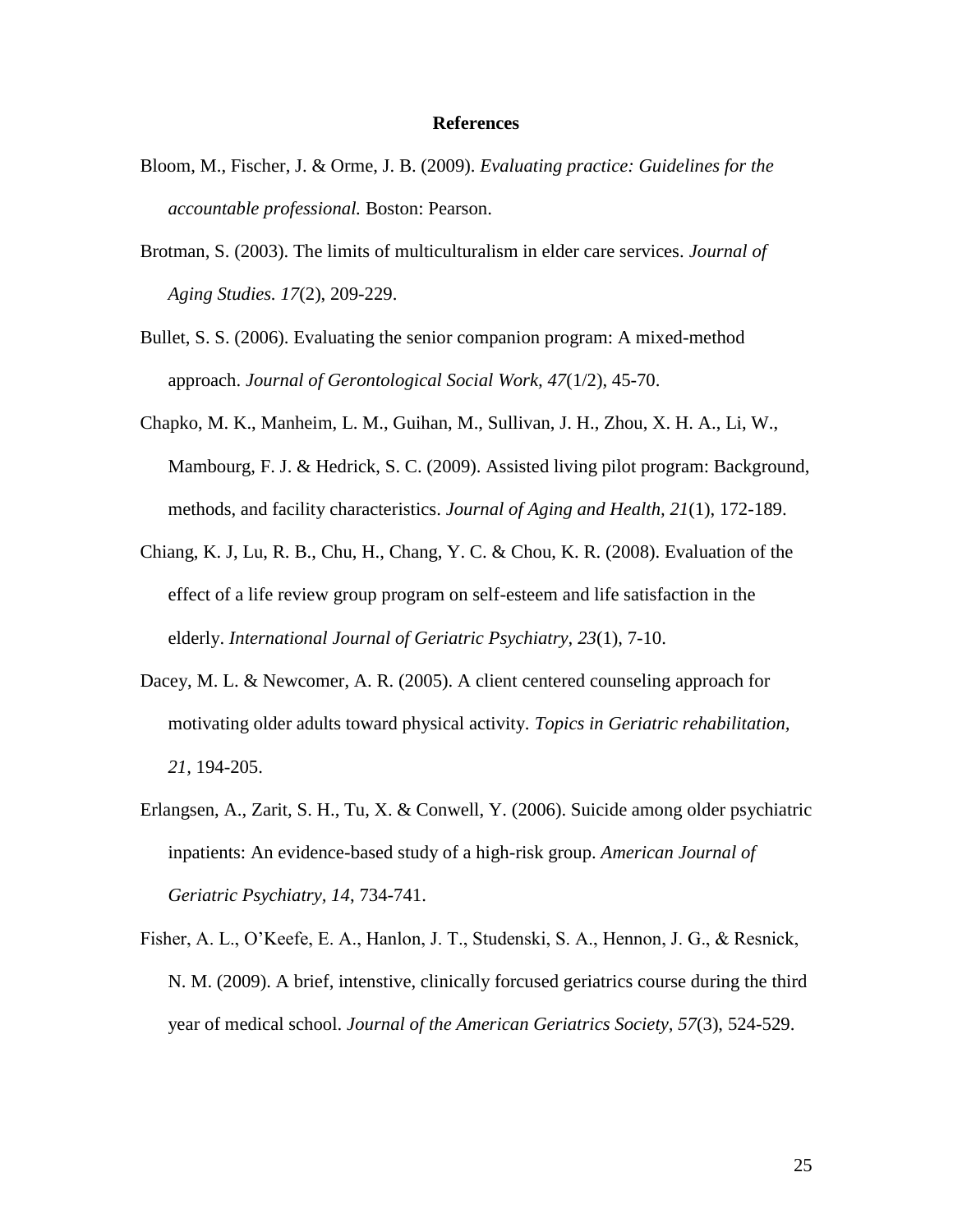# References

Bloom, M., Fischer, J. & Orme, J. B. (2009). *Evaluating practice: Guidelines for the accountable professional.* Boston: Pearson.

Brotman, S. (2003). The limits of multiculturalism in elder care services. *Journal of Aging Studies. 17*(2), 209-229.

Bullet, S. S. (2006). Evaluating the senior companion program: A mixed-method approach. *Journal of Gerontological Social Work, 47*(1/2), 45-70.

Chapko, M. K., Manheim, L. M., Guihan, M., Sullivan, J. H., Zhou, X. H. A., Li, W., Mambourg, F. J. & Hedrick, S. C. (2009). Assisted living pilot program: Background, methods, and facility characteristics. *Journal of Aging and Health, 21*(1), 172-189.

Chiang, K. J, Lu, R. B., Chu, H., Chang, Y. C. & Chou, K. R. (2008). Evaluation of the effect of a life review group program on self-esteem and life satisfaction in the elderly. *International Journal of Geriatric Psychiatry, 23*(1), 7-10.

Dacey, M. L. & Newcomer, A. R. (2005). A client centered counseling approach for motivating older adults toward physical activity. *Topics in Geriatric rehabilitation, 21*, 194-205.

Erlangsen, A., Zarit, S. H., Tu, X. & Conwell, Y. (2006). Suicide among older psychiatric inpatients: An evidence-based study of a high-risk group. *American Journal of Geriatric Psychiatry, 14*, 734-741.

Fisher, A. L., O'Keefe, E. A., Hanlon, J. T., Studenski, S. A., Hennon, J. G., & Resnick, N. M. (2009). A brief, intenstive, clinically forcused geriatrics course during the third year of medical school. *Journal of the American Geriatrics Society, 57*(3), 524-529.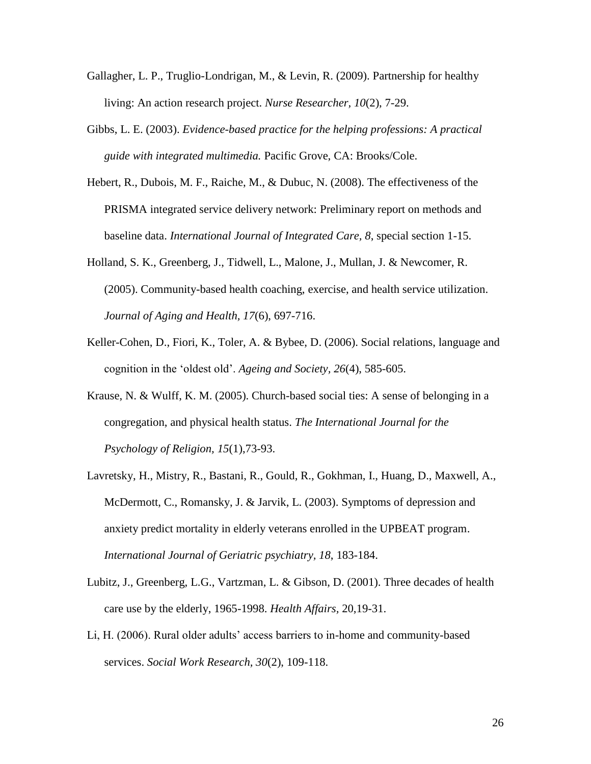Gallagher, L. P., Truglio-Londrigan, M., & Levin, R. (2009). Partnership for healthy living: An action research project. *Nurse Researcher, 10*(2), 7-29.

Gibbs, L. E. (2003). *Evidence-based practice for the helping professions: A practical guide with integrated multimedia.* Pacific Grove, CA: Brooks/Cole.

Hebert, R., Dubois, M. F., Raiche, M., & Dubuc, N. (2008). The effectiveness of the PRISMA integrated service delivery network: Preliminary report on methods and baseline data. *International Journal of Integrated Care, 8*, special section 1-15.

Holland, S. K., Greenberg, J., Tidwell, L., Malone, J., Mullan, J. & Newcomer, R. (2005). Community-based health coaching, exercise, and health service utilization. *Journal of Aging and Health, 17*(6), 697-716.

Keller-Cohen, D., Fiori, K., Toler, A. & Bybee, D. (2006). Social relations, language and cognition in the 'oldest old'. *Ageing and Society, 26*(4), 585-605.

Krause, N. & Wulff, K. M. (2005). Church-based social ties: A sense of belonging in a congregation, and physical health status. *The International Journal for the Psychology of Religion, 15*(1),73-93.

Lavretsky, H., Mistry, R., Bastani, R., Gould, R., Gokhman, I., Huang, D., Maxwell, A., McDermott, C., Romansky, J. & Jarvik, L. (2003). Symptoms of depression and anxiety predict mortality in elderly veterans enrolled in the UPBEAT program. *International Journal of Geriatric psychiatry, 18*, 183-184.

Lubitz, J., Greenberg, L.G., Vartzman, L. & Gibson, D. (2001). Three decades of health care use by the elderly, 1965-1998. *Health Affairs*, 20,19-31.

Li, H. (2006). Rural older adults' access barriers to in-home and community-based services. *Social Work Research, 30*(2), 109-118.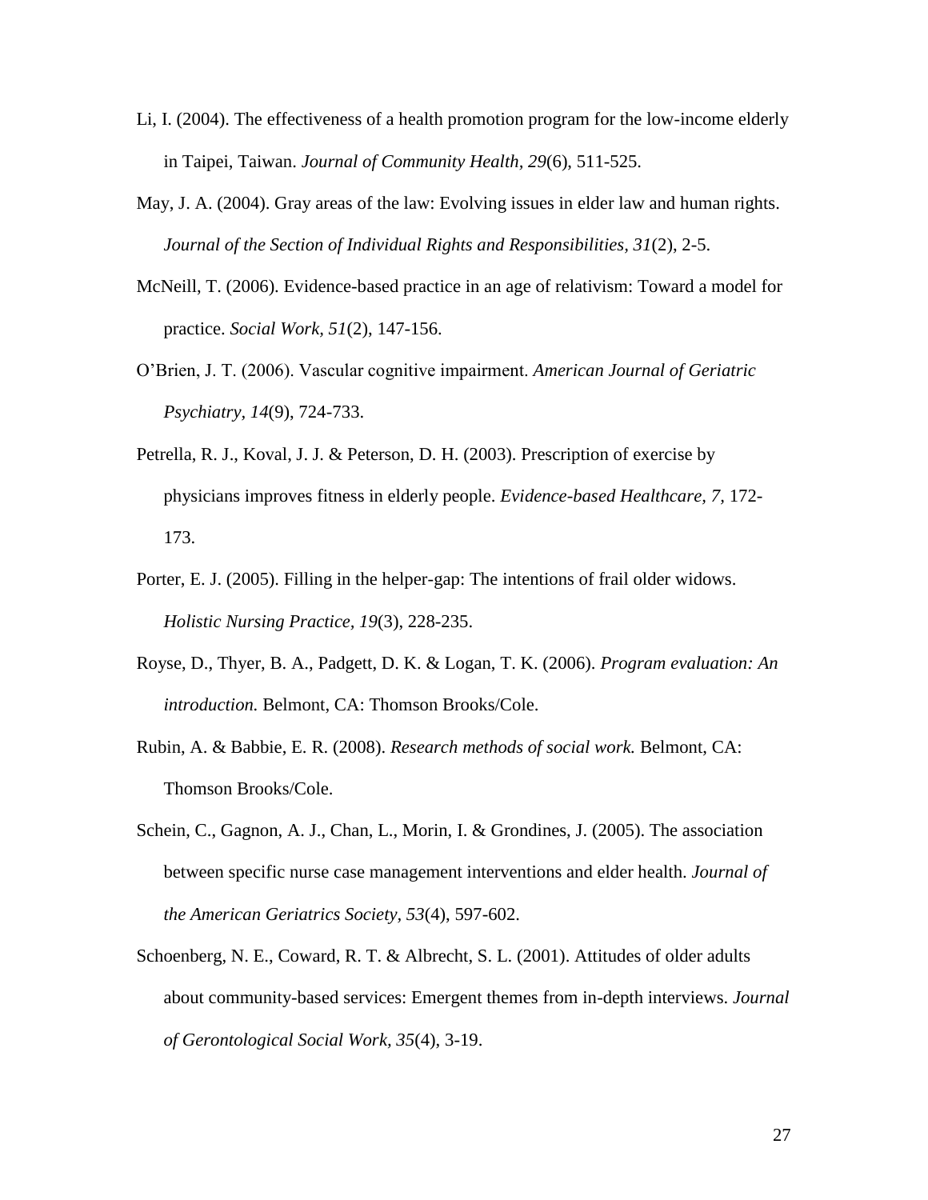Li, I. (2004). The effectiveness of a health promotion program for the low-income elderly in Taipei, Taiwan. *Journal of Community Health, 29*(6), 511-525.

May, J. A. (2004). Gray areas of the law: Evolving issues in elder law and human rights. *Journal of the Section of Individual Rights and Responsibilities, 31*(2), 2-5.

McNeill, T. (2006). Evidence-based practice in an age of relativism: Toward a model for practice. *Social Work, 51*(2), 147-156.

O'Brien, J. T. (2006). Vascular cognitive impairment. *American Journal of Geriatric Psychiatry, 14*(9), 724-733.

Petrella, R. J., Koval, J. J. & Peterson, D. H. (2003). Prescription of exercise by physicians improves fitness in elderly people. *Evidence-based Healthcare, 7,* 172-173.

Porter, E. J. (2005). Filling in the helper-gap: The intentions of frail older widows. *Holistic Nursing Practice, 19*(3), 228-235.

Royse, D., Thyer, B. A., Padgett, D. K. & Logan, T. K. (2006). *Program evaluation: An introduction.* Belmont, CA: Thomson Brooks/Cole.

Rubin, A. & Babbie, E. R. (2008). *Research methods of social work.* Belmont, CA: Thomson Brooks/Cole.

Schein, C., Gagnon, A. J., Chan, L., Morin, I. & Grondines, J. (2005). The association between specific nurse case management interventions and elder health. *Journal of the American Geriatrics Society, 53*(4), 597-602.

Schoenberg, N. E., Coward, R. T. & Albrecht, S. L. (2001). Attitudes of older adults about community-based services: Emergent themes from in-depth interviews. *Journal of Gerontological Social Work, 35*(4), 3-19.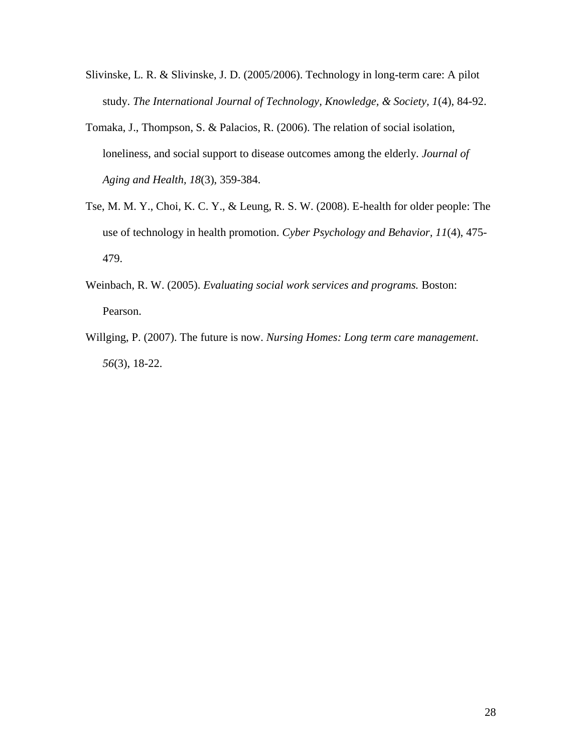Slivinske, L. R. & Slivinske, J. D. (2005/2006). Technology in long-term care: A pilot study. *The International Journal of Technology, Knowledge, & Society, 1*(4), 84-92.

Tomaka, J., Thompson, S. & Palacios, R. (2006). The relation of social isolation, loneliness, and social support to disease outcomes among the elderly. *Journal of Aging and Health, 18*(3), 359-384.

Tse, M. M. Y., Choi, K. C. Y., & Leung, R. S. W. (2008). E-health for older people: The use of technology in health promotion. *Cyber Psychology and Behavior*, *11*(4), 475-479.

Weinbach, R. W. (2005). *Evaluating social work services and programs.* Boston: Pearson.

Willging, P. (2007). The future is now. *Nursing Homes: Long term care management*. *56*(3), 18-22.